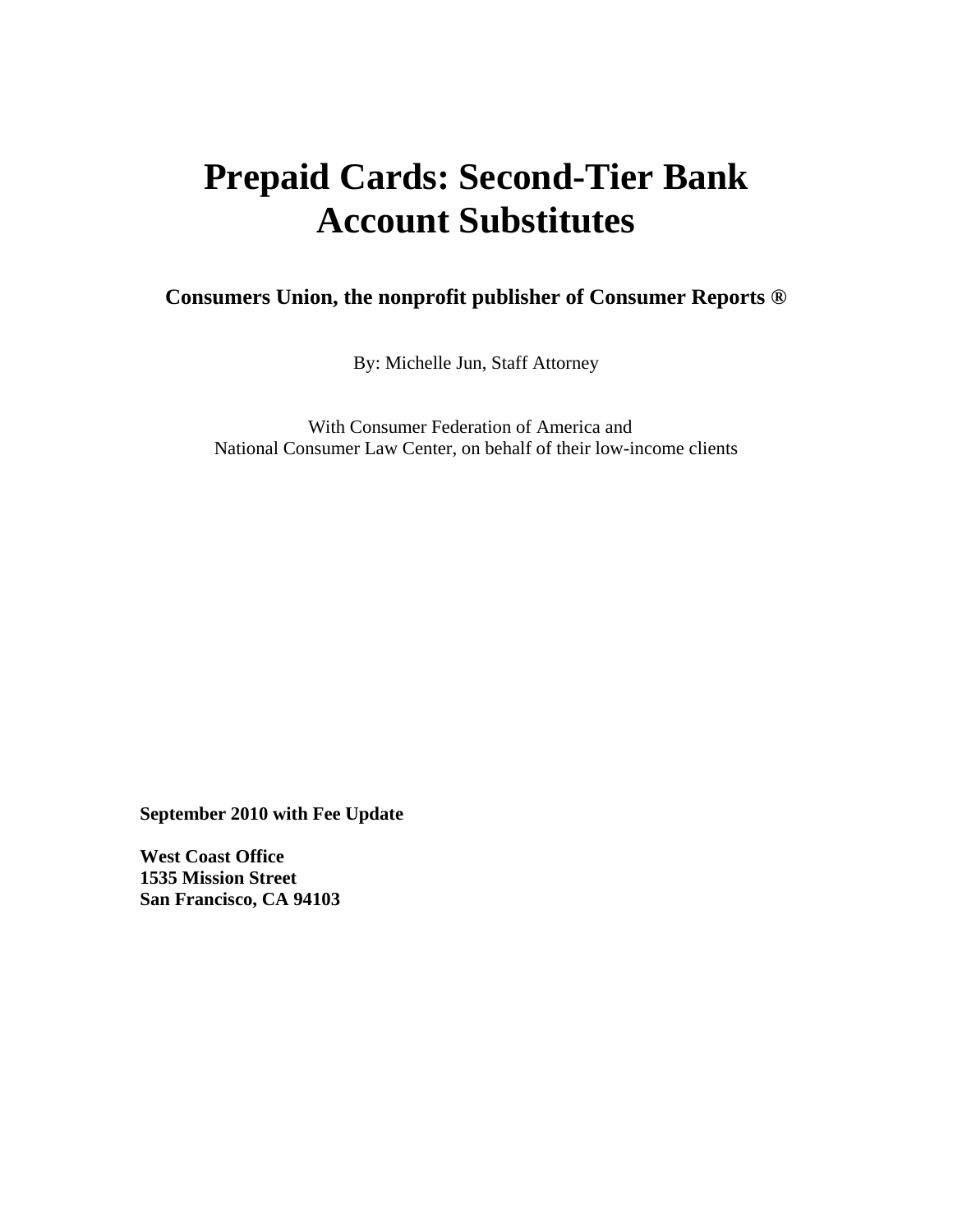# Prepaid Cards: Second-Tier Bank Account Substitutes

**Consumers Union, the nonprofit publisher of Consumer Reports ®**

By: Michelle Jun, Staff Attorney

With Consumer Federation of America and
National Consumer Law Center, on behalf of their low-income clients

**September 2010 with Fee Update**

**West Coast Office**
**1535 Mission Street**
**San Francisco, CA 94103**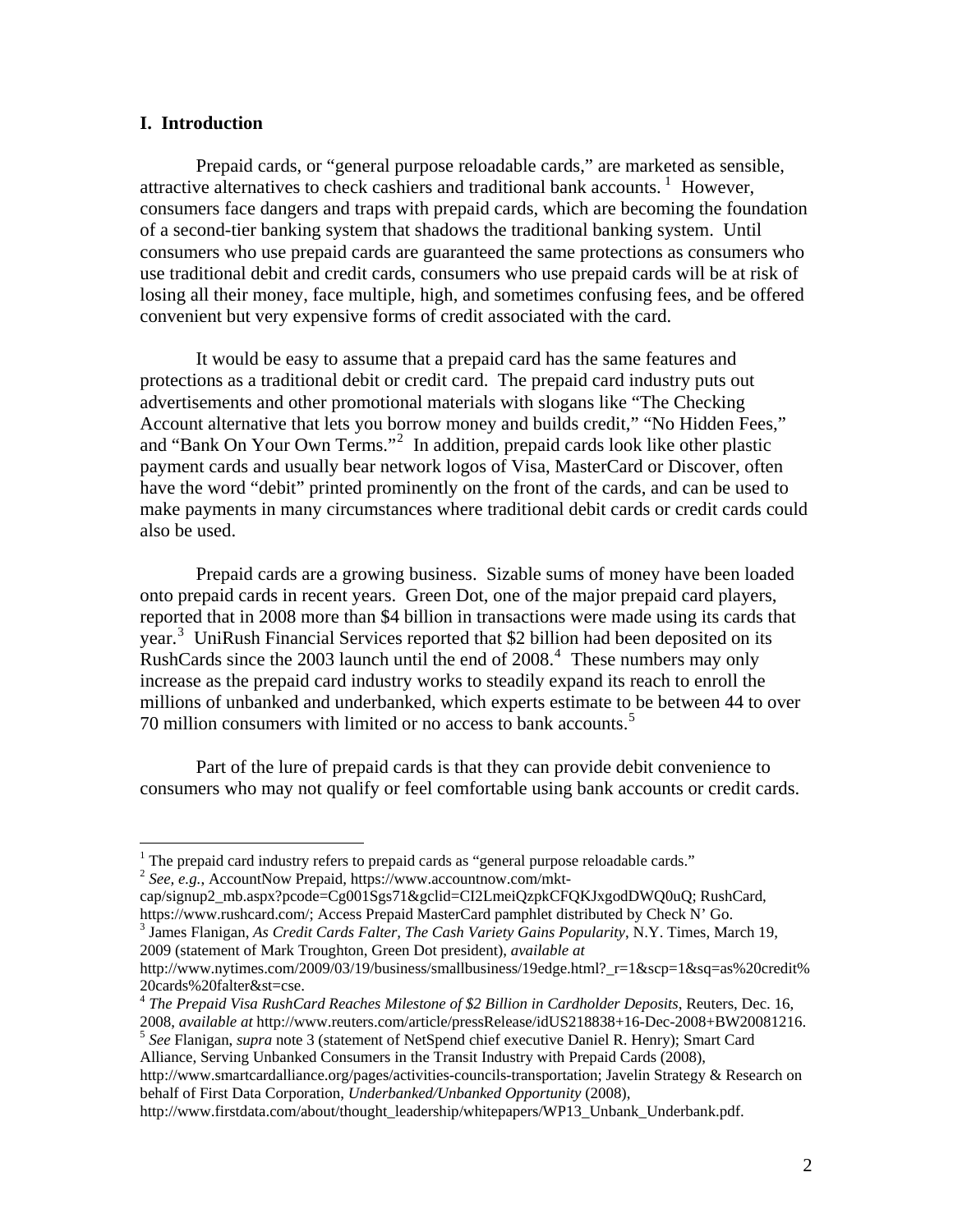## I. Introduction

Prepaid cards, or "general purpose reloadable cards," are marketed as sensible, attractive alternatives to check cashiers and traditional bank accounts. [1] However, consumers face dangers and traps with prepaid cards, which are becoming the foundation of a second-tier banking system that shadows the traditional banking system. Until consumers who use prepaid cards are guaranteed the same protections as consumers who use traditional debit and credit cards, consumers who use prepaid cards will be at risk of losing all their money, face multiple, high, and sometimes confusing fees, and be offered convenient but very expensive forms of credit associated with the card.

It would be easy to assume that a prepaid card has the same features and protections as a traditional debit or credit card. The prepaid card industry puts out advertisements and other promotional materials with slogans like "The Checking Account alternative that lets you borrow money and builds credit," "No Hidden Fees," and "Bank On Your Own Terms."[2] In addition, prepaid cards look like other plastic payment cards and usually bear network logos of Visa, MasterCard or Discover, often have the word "debit" printed prominently on the front of the cards, and can be used to make payments in many circumstances where traditional debit cards or credit cards could also be used.

Prepaid cards are a growing business. Sizable sums of money have been loaded onto prepaid cards in recent years. Green Dot, one of the major prepaid card players, reported that in 2008 more than $4 billion in transactions were made using its cards that year.[3] UniRush Financial Services reported that $2 billion had been deposited on its RushCards since the 2003 launch until the end of 2008.[4] These numbers may only increase as the prepaid card industry works to steadily expand its reach to enroll the millions of unbanked and underbanked, which experts estimate to be between 44 to over 70 million consumers with limited or no access to bank accounts.[5]

Part of the lure of prepaid cards is that they can provide debit convenience to consumers who may not qualify or feel comfortable using bank accounts or credit cards.

---

[1] The prepaid card industry refers to prepaid cards as "general purpose reloadable cards."

[2] *See, e.g.*, AccountNow Prepaid, https://www.accountnow.com/mkt-cap/signup2_mb.aspx?pcode=Cg001Sgs71&gclid=CI2LmeiQzpkCFQKJxgodDWQ0uQ; RushCard, https://www.rushcard.com/; Access Prepaid MasterCard pamphlet distributed by Check N' Go.

[3] James Flanigan, *As Credit Cards Falter, The Cash Variety Gains Popularity*, N.Y. Times, March 19, 2009 (statement of Mark Troughton, Green Dot president), *available at* http://www.nytimes.com/2009/03/19/business/smallbusiness/19edge.html?_r=1&scp=1&sq=as%20credit%20cards%20falter&st=cse.

[4] *The Prepaid Visa RushCard Reaches Milestone of $2 Billion in Cardholder Deposits*, Reuters, Dec. 16, 2008, *available at* http://www.reuters.com/article/pressRelease/idUS218838+16-Dec-2008+BW20081216.

[5] *See* Flanigan, *supra* note 3 (statement of NetSpend chief executive Daniel R. Henry); Smart Card Alliance, Serving Unbanked Consumers in the Transit Industry with Prepaid Cards (2008), http://www.smartcardalliance.org/pages/activities-councils-transportation; Javelin Strategy & Research on behalf of First Data Corporation, *Underbanked/Unbanked Opportunity* (2008), http://www.firstdata.com/about/thought_leadership/whitepapers/WP13_Unbank_Underbank.pdf.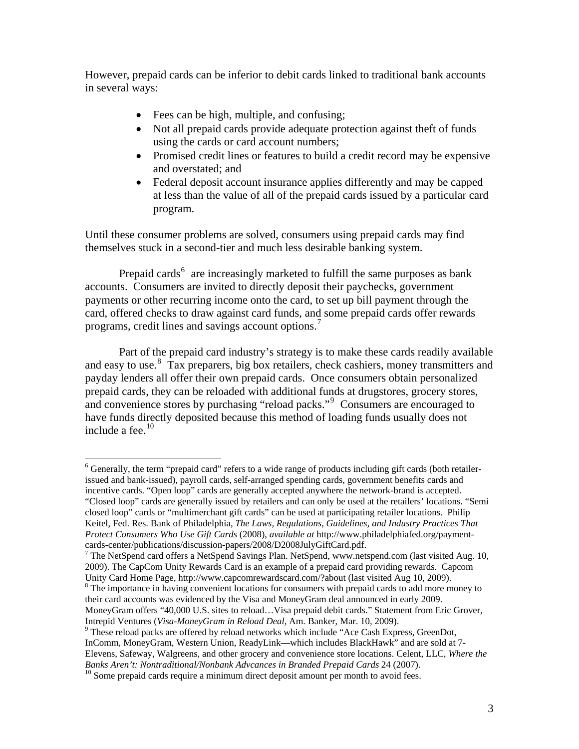However, prepaid cards can be inferior to debit cards linked to traditional bank accounts in several ways:

- Fees can be high, multiple, and confusing;
- Not all prepaid cards provide adequate protection against theft of funds using the cards or card account numbers;
- Promised credit lines or features to build a credit record may be expensive and overstated; and
- Federal deposit account insurance applies differently and may be capped at less than the value of all of the prepaid cards issued by a particular card program.

Until these consumer problems are solved, consumers using prepaid cards may find themselves stuck in a second-tier and much less desirable banking system.

Prepaid cards[6] are increasingly marketed to fulfill the same purposes as bank accounts. Consumers are invited to directly deposit their paychecks, government payments or other recurring income onto the card, to set up bill payment through the card, offered checks to draw against card funds, and some prepaid cards offer rewards programs, credit lines and savings account options.[7]

Part of the prepaid card industry's strategy is to make these cards readily available and easy to use.[8] Tax preparers, big box retailers, check cashiers, money transmitters and payday lenders all offer their own prepaid cards. Once consumers obtain personalized prepaid cards, they can be reloaded with additional funds at drugstores, grocery stores, and convenience stores by purchasing "reload packs."[9] Consumers are encouraged to have funds directly deposited because this method of loading funds usually does not include a fee.[10]

---

[6] Generally, the term "prepaid card" refers to a wide range of products including gift cards (both retailer-issued and bank-issued), payroll cards, self-arranged spending cards, government benefits cards and incentive cards. "Open loop" cards are generally accepted anywhere the network-brand is accepted. "Closed loop" cards are generally issued by retailers and can only be used at the retailers' locations. "Semi closed loop" cards or "multimerchant gift cards" can be used at participating retailer locations. Philip Keitel, Fed. Res. Bank of Philadelphia, *The Laws, Regulations, Guidelines, and Industry Practices That Protect Consumers Who Use Gift Cards* (2008), *available at* http://www.philadelphiafed.org/payment-cards-center/publications/discussion-papers/2008/D2008JulyGiftCard.pdf.

[7] The NetSpend card offers a NetSpend Savings Plan. NetSpend, www.netspend.com (last visited Aug. 10, 2009). The CapCom Unity Rewards Card is an example of a prepaid card providing rewards. Capcom Unity Card Home Page, http://www.capcomrewardscard.com/?about (last visited Aug 10, 2009).

[8] The importance in having convenient locations for consumers with prepaid cards to add more money to their card accounts was evidenced by the Visa and MoneyGram deal announced in early 2009. MoneyGram offers "40,000 U.S. sites to reload…Visa prepaid debit cards." Statement from Eric Grover, Intrepid Ventures (*Visa-MoneyGram in Reload Deal*, Am. Banker, Mar. 10, 2009).

[9] These reload packs are offered by reload networks which include "Ace Cash Express, GreenDot, InComm, MoneyGram, Western Union, ReadyLink—which includes BlackHawk" and are sold at 7-Elevens, Safeway, Walgreens, and other grocery and convenience store locations. Celent, LLC, *Where the Banks Aren't: Nontraditional/Nonbank Advcances in Branded Prepaid Cards* 24 (2007).

[10] Some prepaid cards require a minimum direct deposit amount per month to avoid fees.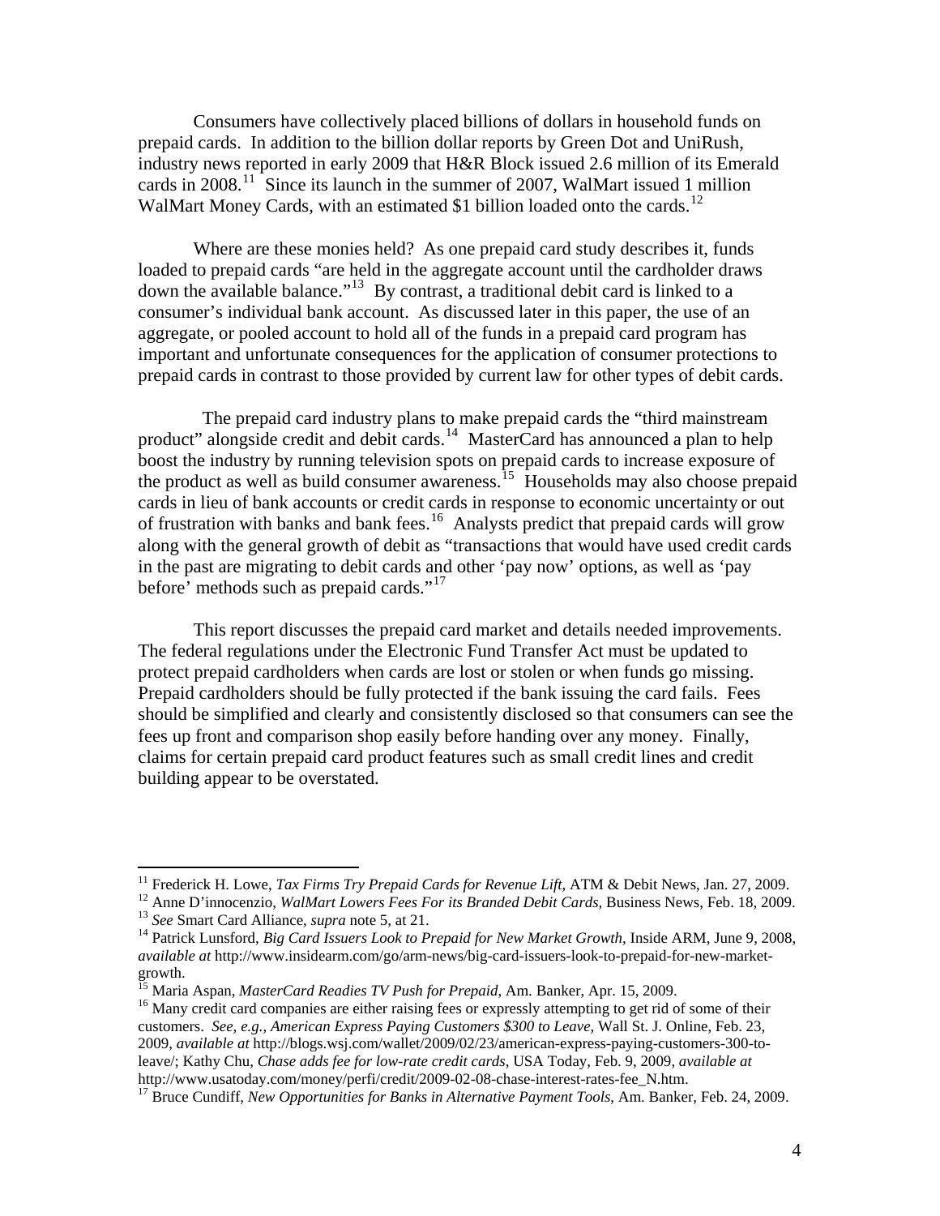Consumers have collectively placed billions of dollars in household funds on prepaid cards. In addition to the billion dollar reports by Green Dot and UniRush, industry news reported in early 2009 that H&R Block issued 2.6 million of its Emerald cards in 2008.[11] Since its launch in the summer of 2007, WalMart issued 1 million WalMart Money Cards, with an estimated $1 billion loaded onto the cards.[12]

Where are these monies held? As one prepaid card study describes it, funds loaded to prepaid cards "are held in the aggregate account until the cardholder draws down the available balance."[13] By contrast, a traditional debit card is linked to a consumer's individual bank account. As discussed later in this paper, the use of an aggregate, or pooled account to hold all of the funds in a prepaid card program has important and unfortunate consequences for the application of consumer protections to prepaid cards in contrast to those provided by current law for other types of debit cards.

The prepaid card industry plans to make prepaid cards the "third mainstream product" alongside credit and debit cards.[14] MasterCard has announced a plan to help boost the industry by running television spots on prepaid cards to increase exposure of the product as well as build consumer awareness.[15] Households may also choose prepaid cards in lieu of bank accounts or credit cards in response to economic uncertainty or out of frustration with banks and bank fees.[16] Analysts predict that prepaid cards will grow along with the general growth of debit as "transactions that would have used credit cards in the past are migrating to debit cards and other 'pay now' options, as well as 'pay before' methods such as prepaid cards."[17]

This report discusses the prepaid card market and details needed improvements. The federal regulations under the Electronic Fund Transfer Act must be updated to protect prepaid cardholders when cards are lost or stolen or when funds go missing. Prepaid cardholders should be fully protected if the bank issuing the card fails. Fees should be simplified and clearly and consistently disclosed so that consumers can see the fees up front and comparison shop easily before handing over any money. Finally, claims for certain prepaid card product features such as small credit lines and credit building appear to be overstated.

---

[11] Frederick H. Lowe, *Tax Firms Try Prepaid Cards for Revenue Lift*, ATM & Debit News, Jan. 27, 2009.

[12] Anne D'innocenzio, *WalMart Lowers Fees For its Branded Debit Cards*, Business News, Feb. 18, 2009.

[13] *See* Smart Card Alliance, *supra* note 5, at 21.

[14] Patrick Lunsford, *Big Card Issuers Look to Prepaid for New Market Growth*, Inside ARM, June 9, 2008, *available at* http://www.insidearm.com/go/arm-news/big-card-issuers-look-to-prepaid-for-new-market-growth.

[15] Maria Aspan, *MasterCard Readies TV Push for Prepaid*, Am. Banker, Apr. 15, 2009.

[16] Many credit card companies are either raising fees or expressly attempting to get rid of some of their customers. *See, e.g.*, *American Express Paying Customers $300 to Leave*, Wall St. J. Online, Feb. 23, 2009, *available at* http://blogs.wsj.com/wallet/2009/02/23/american-express-paying-customers-300-to-leave/; Kathy Chu, *Chase adds fee for low-rate credit cards*, USA Today, Feb. 9, 2009, *available at* http://www.usatoday.com/money/perfi/credit/2009-02-08-chase-interest-rates-fee_N.htm.

[17] Bruce Cundiff, *New Opportunities for Banks in Alternative Payment Tools*, Am. Banker, Feb. 24, 2009.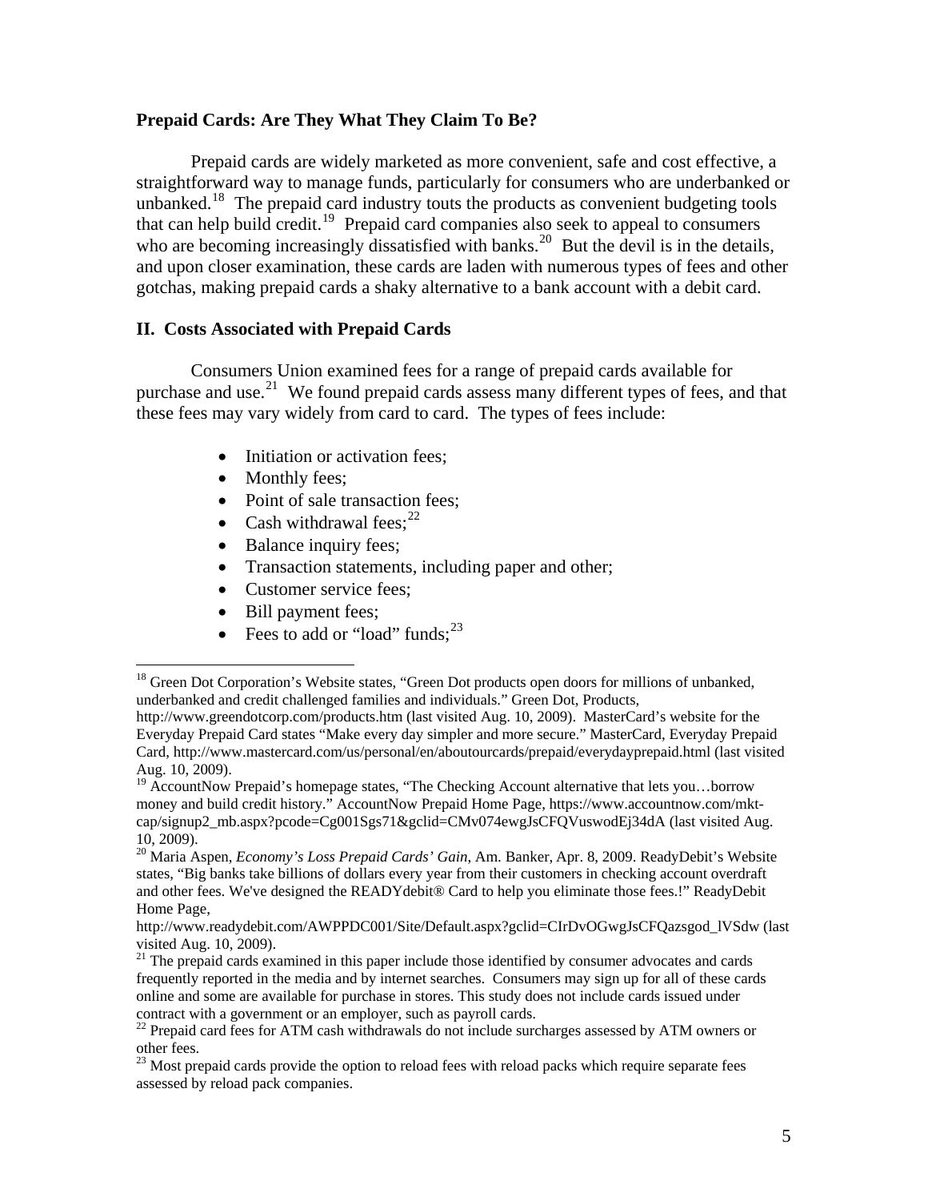**Prepaid Cards: Are They What They Claim To Be?**

Prepaid cards are widely marketed as more convenient, safe and cost effective, a straightforward way to manage funds, particularly for consumers who are underbanked or unbanked.[18] The prepaid card industry touts the products as convenient budgeting tools that can help build credit.[19] Prepaid card companies also seek to appeal to consumers who are becoming increasingly dissatisfied with banks.[20] But the devil is in the details, and upon closer examination, these cards are laden with numerous types of fees and other gotchas, making prepaid cards a shaky alternative to a bank account with a debit card.

## II. Costs Associated with Prepaid Cards

Consumers Union examined fees for a range of prepaid cards available for purchase and use.[21] We found prepaid cards assess many different types of fees, and that these fees may vary widely from card to card. The types of fees include:

- Initiation or activation fees;
- Monthly fees;
- Point of sale transaction fees;
- Cash withdrawal fees;[22]
- Balance inquiry fees;
- Transaction statements, including paper and other;
- Customer service fees;
- Bill payment fees;
- Fees to add or "load" funds;[23]

---

[18] Green Dot Corporation's Website states, "Green Dot products open doors for millions of unbanked, underbanked and credit challenged families and individuals." Green Dot, Products, http://www.greendotcorp.com/products.htm (last visited Aug. 10, 2009). MasterCard's website for the Everyday Prepaid Card states "Make every day simpler and more secure." MasterCard, Everyday Prepaid Card, http://www.mastercard.com/us/personal/en/aboutourcards/prepaid/everydayprepaid.html (last visited Aug. 10, 2009).

[19] AccountNow Prepaid's homepage states, "The Checking Account alternative that lets you…borrow money and build credit history." AccountNow Prepaid Home Page, https://www.accountnow.com/mkt-cap/signup2_mb.aspx?pcode=Cg001Sgs71&gclid=CMv074ewgJsCFQVuswodEj34dA (last visited Aug. 10, 2009).

[20] Maria Aspen, *Economy's Loss Prepaid Cards' Gain*, Am. Banker, Apr. 8, 2009. ReadyDebit's Website states, "Big banks take billions of dollars every year from their customers in checking account overdraft and other fees. We've designed the READYdebit® Card to help you eliminate those fees.!" ReadyDebit Home Page, http://www.readydebit.com/AWPPDC001/Site/Default.aspx?gclid=CIrDvOGwgJsCFQazsgod_lVSdw (last visited Aug. 10, 2009).

[21] The prepaid cards examined in this paper include those identified by consumer advocates and cards frequently reported in the media and by internet searches. Consumers may sign up for all of these cards online and some are available for purchase in stores. This study does not include cards issued under contract with a government or an employer, such as payroll cards.

[22] Prepaid card fees for ATM cash withdrawals do not include surcharges assessed by ATM owners or other fees.

[23] Most prepaid cards provide the option to reload fees with reload packs which require separate fees assessed by reload pack companies.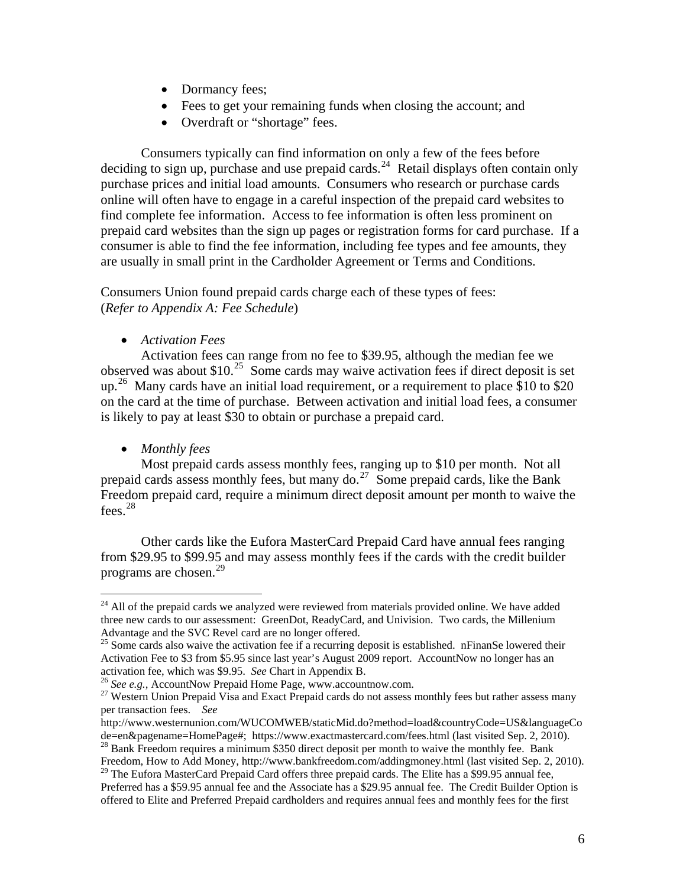- Dormancy fees;
- Fees to get your remaining funds when closing the account; and
- Overdraft or "shortage" fees.

Consumers typically can find information on only a few of the fees before deciding to sign up, purchase and use prepaid cards.[24] Retail displays often contain only purchase prices and initial load amounts. Consumers who research or purchase cards online will often have to engage in a careful inspection of the prepaid card websites to find complete fee information. Access to fee information is often less prominent on prepaid card websites than the sign up pages or registration forms for card purchase. If a consumer is able to find the fee information, including fee types and fee amounts, they are usually in small print in the Cardholder Agreement or Terms and Conditions.

Consumers Union found prepaid cards charge each of these types of fees:
(*Refer to Appendix A: Fee Schedule*)

- *Activation Fees*

Activation fees can range from no fee to $39.95, although the median fee we observed was about $10.[25] Some cards may waive activation fees if direct deposit is set up.[26] Many cards have an initial load requirement, or a requirement to place $10 to $20 on the card at the time of purchase. Between activation and initial load fees, a consumer is likely to pay at least $30 to obtain or purchase a prepaid card.

- *Monthly fees*

Most prepaid cards assess monthly fees, ranging up to $10 per month. Not all prepaid cards assess monthly fees, but many do.[27] Some prepaid cards, like the Bank Freedom prepaid card, require a minimum direct deposit amount per month to waive the fees.[28]

Other cards like the Eufora MasterCard Prepaid Card have annual fees ranging from $29.95 to $99.95 and may assess monthly fees if the cards with the credit builder programs are chosen.[29]

---

[24] All of the prepaid cards we analyzed were reviewed from materials provided online. We have added three new cards to our assessment: GreenDot, ReadyCard, and Univision. Two cards, the Millenium Advantage and the SVC Revel card are no longer offered.

[25] Some cards also waive the activation fee if a recurring deposit is established. nFinanSe lowered their Activation Fee to $3 from $5.95 since last year's August 2009 report. AccountNow no longer has an activation fee, which was $9.95. *See* Chart in Appendix B.

[26] *See e.g.,* AccountNow Prepaid Home Page, www.accountnow.com.

[27] Western Union Prepaid Visa and Exact Prepaid cards do not assess monthly fees but rather assess many per transaction fees. *See* http://www.westernunion.com/WUCOMWEB/staticMid.do?method=load&countryCode=US&languageCode=en&pagename=HomePage#; https://www.exactmastercard.com/fees.html (last visited Sep. 2, 2010).

[28] Bank Freedom requires a minimum $350 direct deposit per month to waive the monthly fee. Bank Freedom, How to Add Money, http://www.bankfreedom.com/addingmoney.html (last visited Sep. 2, 2010).

[29] The Eufora MasterCard Prepaid Card offers three prepaid cards. The Elite has a $99.95 annual fee, Preferred has a $59.95 annual fee and the Associate has a $29.95 annual fee. The Credit Builder Option is offered to Elite and Preferred Prepaid cardholders and requires annual fees and monthly fees for the first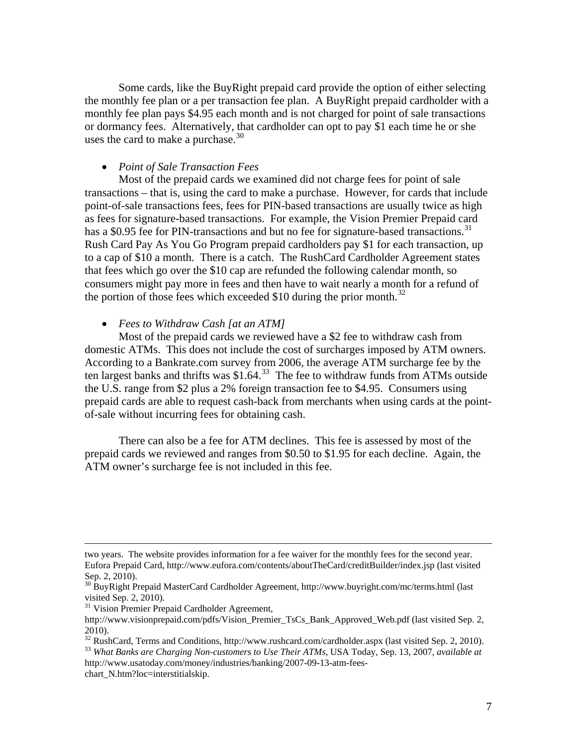Some cards, like the BuyRight prepaid card provide the option of either selecting the monthly fee plan or a per transaction fee plan. A BuyRight prepaid cardholder with a monthly fee plan pays $4.95 each month and is not charged for point of sale transactions or dormancy fees. Alternatively, that cardholder can opt to pay $1 each time he or she uses the card to make a purchase.[30]

- *Point of Sale Transaction Fees*

Most of the prepaid cards we examined did not charge fees for point of sale transactions – that is, using the card to make a purchase. However, for cards that include point-of-sale transactions fees, fees for PIN-based transactions are usually twice as high as fees for signature-based transactions. For example, the Vision Premier Prepaid card has a $0.95 fee for PIN-transactions and but no fee for signature-based transactions.[31] Rush Card Pay As You Go Program prepaid cardholders pay $1 for each transaction, up to a cap of $10 a month. There is a catch. The RushCard Cardholder Agreement states that fees which go over the $10 cap are refunded the following calendar month, so consumers might pay more in fees and then have to wait nearly a month for a refund of the portion of those fees which exceeded $10 during the prior month.[32]

- *Fees to Withdraw Cash [at an ATM]*

Most of the prepaid cards we reviewed have a $2 fee to withdraw cash from domestic ATMs. This does not include the cost of surcharges imposed by ATM owners. According to a Bankrate.com survey from 2006, the average ATM surcharge fee by the ten largest banks and thrifts was $1.64.[33] The fee to withdraw funds from ATMs outside the U.S. range from $2 plus a 2% foreign transaction fee to $4.95. Consumers using prepaid cards are able to request cash-back from merchants when using cards at the point-of-sale without incurring fees for obtaining cash.

There can also be a fee for ATM declines. This fee is assessed by most of the prepaid cards we reviewed and ranges from $0.50 to $1.95 for each decline. Again, the ATM owner's surcharge fee is not included in this fee.

---

two years. The website provides information for a fee waiver for the monthly fees for the second year. Eufora Prepaid Card, http://www.eufora.com/contents/aboutTheCard/creditBuilder/index.jsp (last visited Sep. 2, 2010).

[30] BuyRight Prepaid MasterCard Cardholder Agreement, http://www.buyright.com/mc/terms.html (last visited Sep. 2, 2010).

[31] Vision Premier Prepaid Cardholder Agreement, http://www.visionprepaid.com/pdfs/Vision_Premier_TsCs_Bank_Approved_Web.pdf (last visited Sep. 2, 2010).

[32] RushCard, Terms and Conditions, http://www.rushcard.com/cardholder.aspx (last visited Sep. 2, 2010).

[33] *What Banks are Charging Non-customers to Use Their ATMs*, USA Today, Sep. 13, 2007, *available at* http://www.usatoday.com/money/industries/banking/2007-09-13-atm-fees-chart_N.htm?loc=interstitialskip.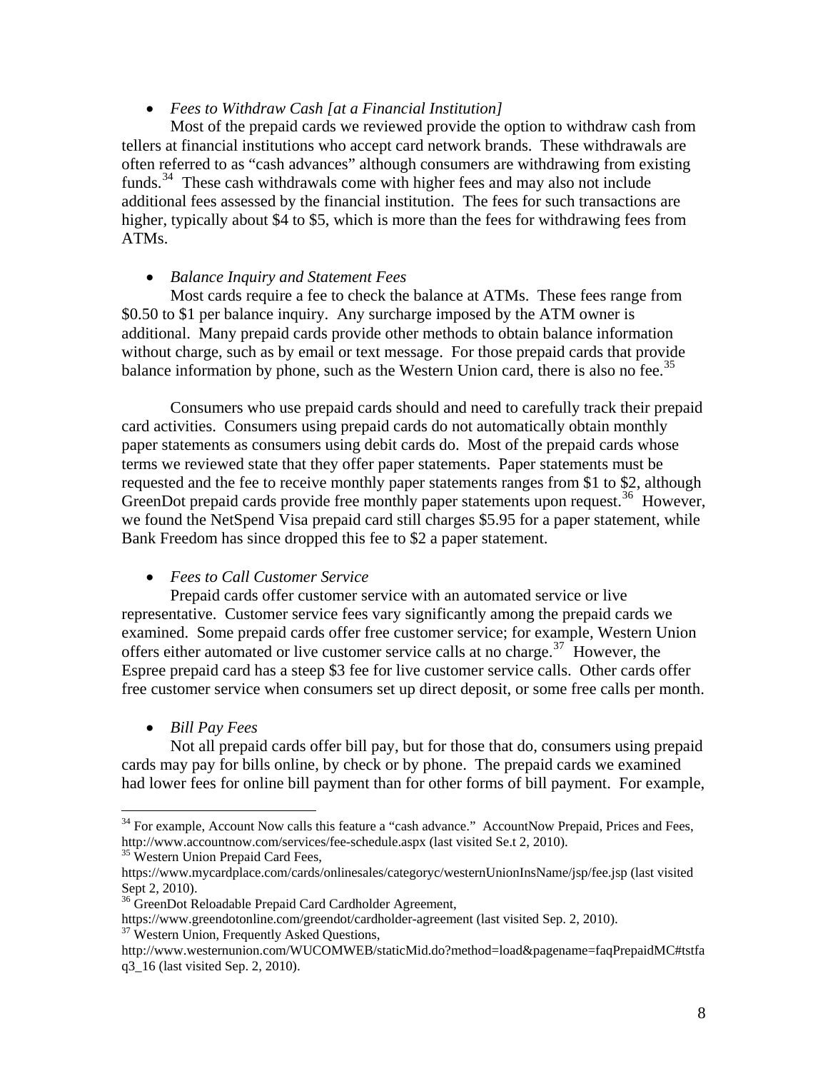- *Fees to Withdraw Cash [at a Financial Institution]*

Most of the prepaid cards we reviewed provide the option to withdraw cash from tellers at financial institutions who accept card network brands. These withdrawals are often referred to as "cash advances" although consumers are withdrawing from existing funds.[34] These cash withdrawals come with higher fees and may also not include additional fees assessed by the financial institution. The fees for such transactions are higher, typically about $4 to $5, which is more than the fees for withdrawing fees from ATMs.

- *Balance Inquiry and Statement Fees*

Most cards require a fee to check the balance at ATMs. These fees range from $0.50 to $1 per balance inquiry. Any surcharge imposed by the ATM owner is additional. Many prepaid cards provide other methods to obtain balance information without charge, such as by email or text message. For those prepaid cards that provide balance information by phone, such as the Western Union card, there is also no fee.[35]

Consumers who use prepaid cards should and need to carefully track their prepaid card activities. Consumers using prepaid cards do not automatically obtain monthly paper statements as consumers using debit cards do. Most of the prepaid cards whose terms we reviewed state that they offer paper statements. Paper statements must be requested and the fee to receive monthly paper statements ranges from $1 to $2, although GreenDot prepaid cards provide free monthly paper statements upon request.[36] However, we found the NetSpend Visa prepaid card still charges $5.95 for a paper statement, while Bank Freedom has since dropped this fee to $2 a paper statement.

- *Fees to Call Customer Service*

Prepaid cards offer customer service with an automated service or live representative. Customer service fees vary significantly among the prepaid cards we examined. Some prepaid cards offer free customer service; for example, Western Union offers either automated or live customer service calls at no charge.[37] However, the Espree prepaid card has a steep $3 fee for live customer service calls. Other cards offer free customer service when consumers set up direct deposit, or some free calls per month.

- *Bill Pay Fees*

Not all prepaid cards offer bill pay, but for those that do, consumers using prepaid cards may pay for bills online, by check or by phone. The prepaid cards we examined had lower fees for online bill payment than for other forms of bill payment. For example,

---

[34] For example, Account Now calls this feature a "cash advance." AccountNow Prepaid, Prices and Fees, http://www.accountnow.com/services/fee-schedule.aspx (last visited Se.t 2, 2010).

[35] Western Union Prepaid Card Fees, https://www.mycardplace.com/cards/onlinesales/categoryc/westernUnionInsName/jsp/fee.jsp (last visited Sept 2, 2010).

[36] GreenDot Reloadable Prepaid Card Cardholder Agreement, https://www.greendotonline.com/greendot/cardholder-agreement (last visited Sep. 2, 2010).

[37] Western Union, Frequently Asked Questions, http://www.westernunion.com/WUCOMWEB/staticMid.do?method=load&pagename=faqPrepaidMC#tstfaq3_16 (last visited Sep. 2, 2010).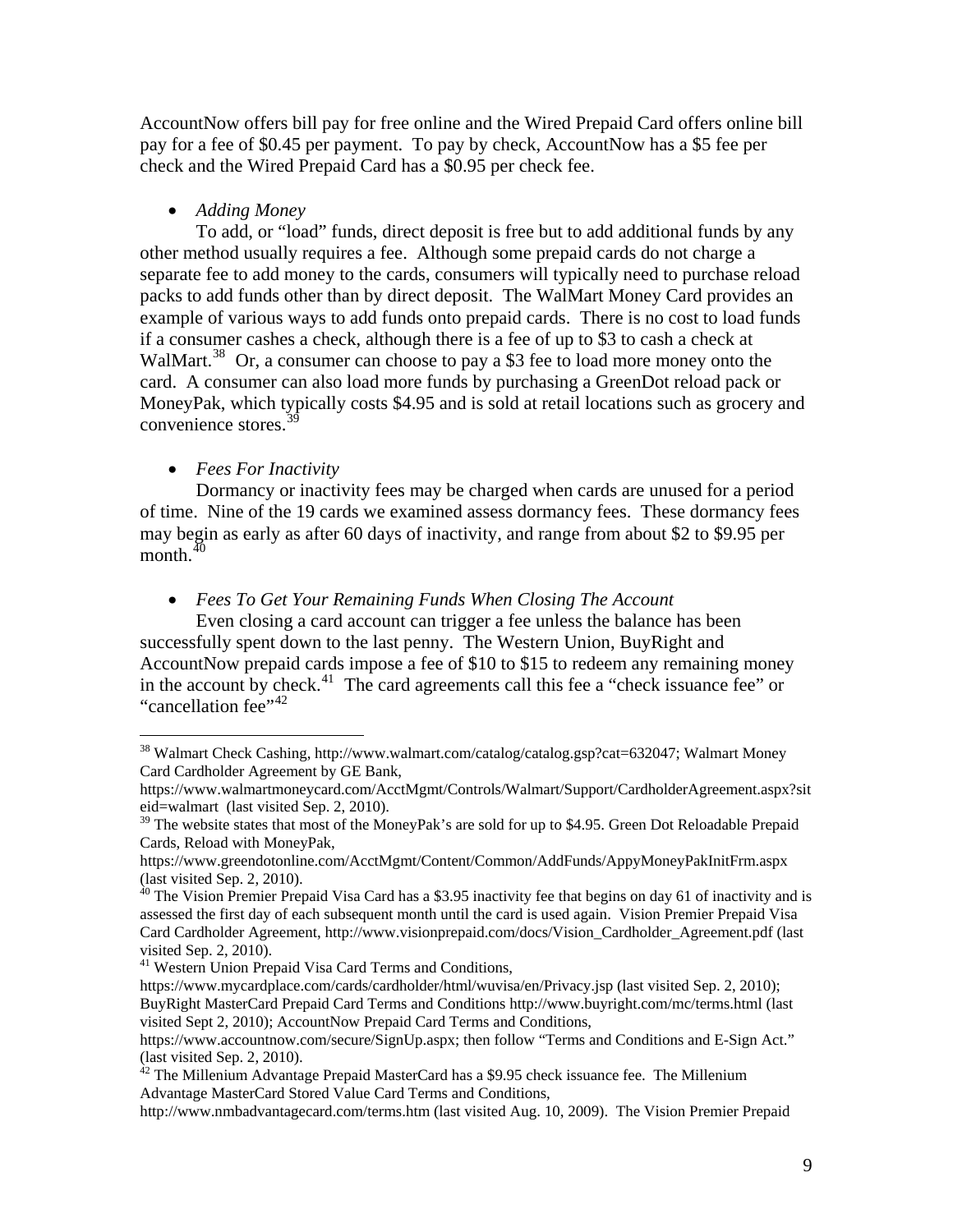AccountNow offers bill pay for free online and the Wired Prepaid Card offers online bill pay for a fee of $0.45 per payment. To pay by check, AccountNow has a $5 fee per check and the Wired Prepaid Card has a $0.95 per check fee.

- *Adding Money*

To add, or "load" funds, direct deposit is free but to add additional funds by any other method usually requires a fee. Although some prepaid cards do not charge a separate fee to add money to the cards, consumers will typically need to purchase reload packs to add funds other than by direct deposit. The WalMart Money Card provides an example of various ways to add funds onto prepaid cards. There is no cost to load funds if a consumer cashes a check, although there is a fee of up to $3 to cash a check at WalMart.[38] Or, a consumer can choose to pay a $3 fee to load more money onto the card. A consumer can also load more funds by purchasing a GreenDot reload pack or MoneyPak, which typically costs $4.95 and is sold at retail locations such as grocery and convenience stores.[39]

- *Fees For Inactivity*

Dormancy or inactivity fees may be charged when cards are unused for a period of time. Nine of the 19 cards we examined assess dormancy fees. These dormancy fees may begin as early as after 60 days of inactivity, and range from about $2 to $9.95 per month.[40]

- *Fees To Get Your Remaining Funds When Closing The Account*

Even closing a card account can trigger a fee unless the balance has been successfully spent down to the last penny. The Western Union, BuyRight and AccountNow prepaid cards impose a fee of $10 to $15 to redeem any remaining money in the account by check.[41] The card agreements call this fee a "check issuance fee" or "cancellation fee"[42]

---

[38] Walmart Check Cashing, http://www.walmart.com/catalog/catalog.gsp?cat=632047; Walmart Money Card Cardholder Agreement by GE Bank, https://www.walmartmoneycard.com/AcctMgmt/Controls/Walmart/Support/CardholderAgreement.aspx?siteid=walmart (last visited Sep. 2, 2010).

[39] The website states that most of the MoneyPak's are sold for up to $4.95. Green Dot Reloadable Prepaid Cards, Reload with MoneyPak, https://www.greendotonline.com/AcctMgmt/Content/Common/AddFunds/AppyMoneyPakInitFrm.aspx (last visited Sep. 2, 2010).

[40] The Vision Premier Prepaid Visa Card has a $3.95 inactivity fee that begins on day 61 of inactivity and is assessed the first day of each subsequent month until the card is used again. Vision Premier Prepaid Visa Card Cardholder Agreement, http://www.visionprepaid.com/docs/Vision_Cardholder_Agreement.pdf (last visited Sep. 2, 2010).

[41] Western Union Prepaid Visa Card Terms and Conditions, https://www.mycardplace.com/cards/cardholder/html/wuvisa/en/Privacy.jsp (last visited Sep. 2, 2010); BuyRight MasterCard Prepaid Card Terms and Conditions http://www.buyright.com/mc/terms.html (last visited Sept 2, 2010); AccountNow Prepaid Card Terms and Conditions, https://www.accountnow.com/secure/SignUp.aspx; then follow "Terms and Conditions and E-Sign Act." (last visited Sep. 2, 2010).

[42] The Millenium Advantage Prepaid MasterCard has a $9.95 check issuance fee. The Millenium Advantage MasterCard Stored Value Card Terms and Conditions, http://www.nmbadvantagecard.com/terms.htm (last visited Aug. 10, 2009). The Vision Premier Prepaid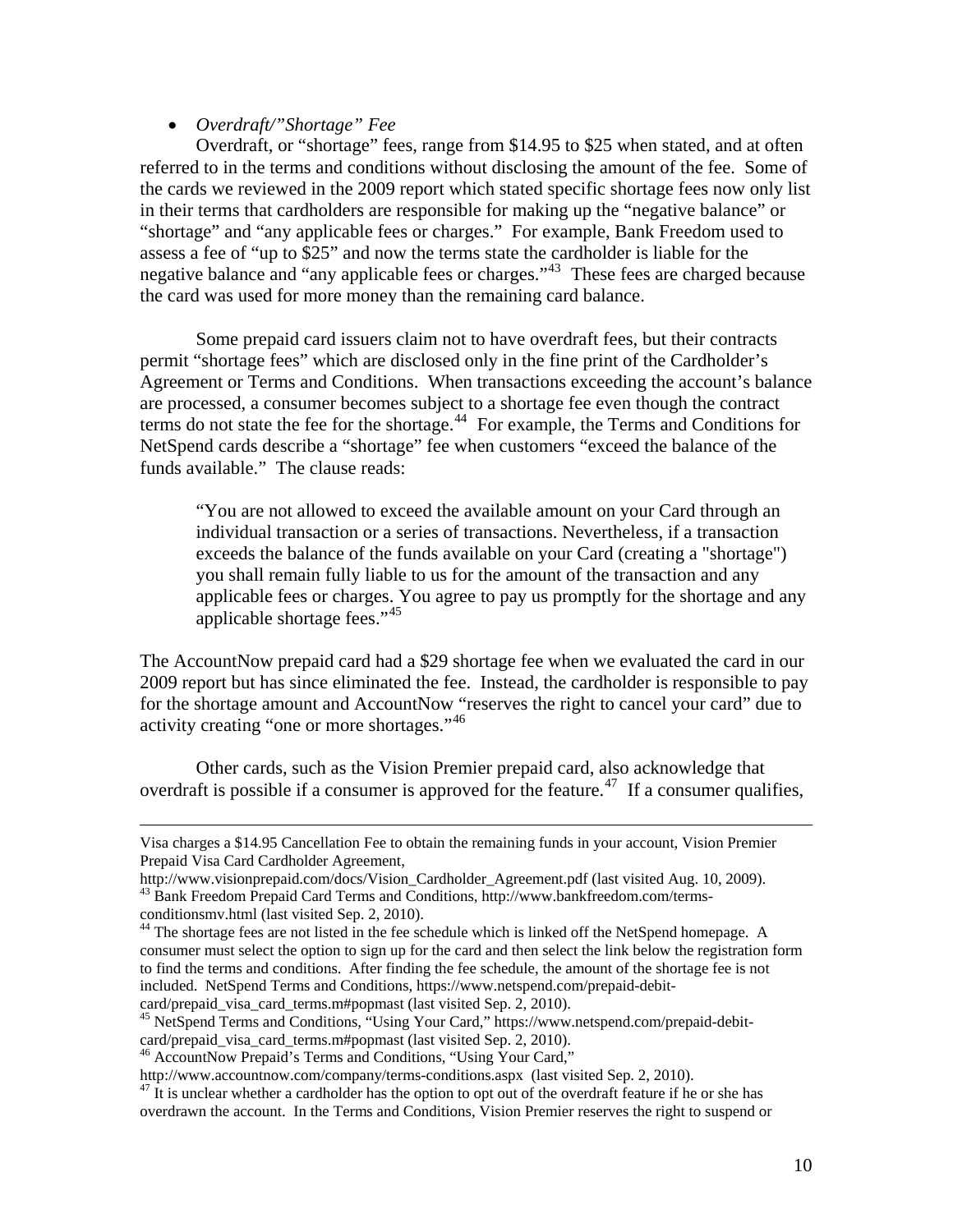- *Overdraft/"Shortage" Fee*

Overdraft, or "shortage" fees, range from $14.95 to $25 when stated, and at often referred to in the terms and conditions without disclosing the amount of the fee. Some of the cards we reviewed in the 2009 report which stated specific shortage fees now only list in their terms that cardholders are responsible for making up the "negative balance" or "shortage" and "any applicable fees or charges." For example, Bank Freedom used to assess a fee of "up to $25" and now the terms state the cardholder is liable for the negative balance and "any applicable fees or charges."[43] These fees are charged because the card was used for more money than the remaining card balance.

Some prepaid card issuers claim not to have overdraft fees, but their contracts permit "shortage fees" which are disclosed only in the fine print of the Cardholder's Agreement or Terms and Conditions. When transactions exceeding the account's balance are processed, a consumer becomes subject to a shortage fee even though the contract terms do not state the fee for the shortage.[44] For example, the Terms and Conditions for NetSpend cards describe a "shortage" fee when customers "exceed the balance of the funds available." The clause reads:

> "You are not allowed to exceed the available amount on your Card through an individual transaction or a series of transactions. Nevertheless, if a transaction exceeds the balance of the funds available on your Card (creating a "shortage") you shall remain fully liable to us for the amount of the transaction and any applicable fees or charges. You agree to pay us promptly for the shortage and any applicable shortage fees."[45]

The AccountNow prepaid card had a $29 shortage fee when we evaluated the card in our 2009 report but has since eliminated the fee. Instead, the cardholder is responsible to pay for the shortage amount and AccountNow "reserves the right to cancel your card" due to activity creating "one or more shortages."[46]

Other cards, such as the Vision Premier prepaid card, also acknowledge that overdraft is possible if a consumer is approved for the feature.[47] If a consumer qualifies,

---

Visa charges a $14.95 Cancellation Fee to obtain the remaining funds in your account, Vision Premier Prepaid Visa Card Cardholder Agreement, http://www.visionprepaid.com/docs/Vision_Cardholder_Agreement.pdf (last visited Aug. 10, 2009).

[43] Bank Freedom Prepaid Card Terms and Conditions, http://www.bankfreedom.com/terms-conditionsmv.html (last visited Sep. 2, 2010).

[44] The shortage fees are not listed in the fee schedule which is linked off the NetSpend homepage. A consumer must select the option to sign up for the card and then select the link below the registration form to find the terms and conditions. After finding the fee schedule, the amount of the shortage fee is not included. NetSpend Terms and Conditions, https://www.netspend.com/prepaid-debit-card/prepaid_visa_card_terms.m#popmast (last visited Sep. 2, 2010).

[45] NetSpend Terms and Conditions, "Using Your Card," https://www.netspend.com/prepaid-debit-card/prepaid_visa_card_terms.m#popmast (last visited Sep. 2, 2010).

[46] AccountNow Prepaid's Terms and Conditions, "Using Your Card," http://www.accountnow.com/company/terms-conditions.aspx (last visited Sep. 2, 2010).

[47] It is unclear whether a cardholder has the option to opt out of the overdraft feature if he or she has overdrawn the account. In the Terms and Conditions, Vision Premier reserves the right to suspend or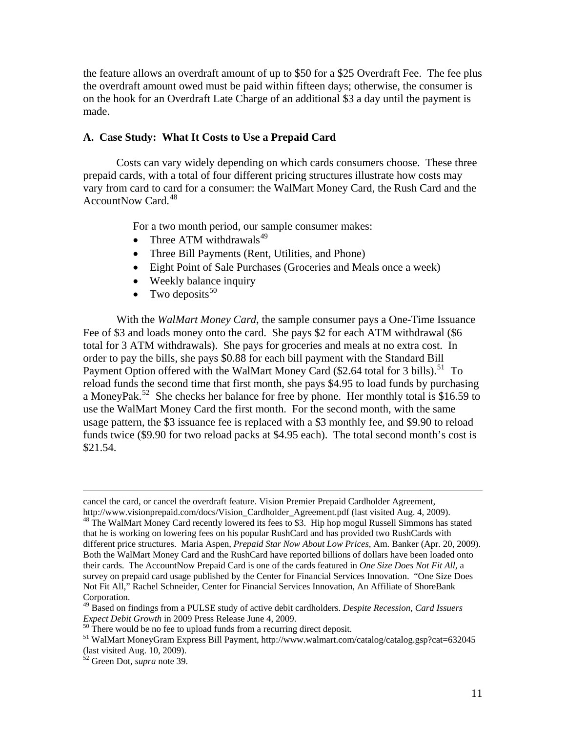the feature allows an overdraft amount of up to $50 for a $25 Overdraft Fee. The fee plus the overdraft amount owed must be paid within fifteen days; otherwise, the consumer is on the hook for an Overdraft Late Charge of an additional $3 a day until the payment is made.

### A. Case Study: What It Costs to Use a Prepaid Card

Costs can vary widely depending on which cards consumers choose. These three prepaid cards, with a total of four different pricing structures illustrate how costs may vary from card to card for a consumer: the WalMart Money Card, the Rush Card and the AccountNow Card.[48]

For a two month period, our sample consumer makes:

- Three ATM withdrawals[49]
- Three Bill Payments (Rent, Utilities, and Phone)
- Eight Point of Sale Purchases (Groceries and Meals once a week)
- Weekly balance inquiry
- Two deposits[50]

With the *WalMart Money Card*, the sample consumer pays a One-Time Issuance Fee of $3 and loads money onto the card. She pays $2 for each ATM withdrawal ($6 total for 3 ATM withdrawals). She pays for groceries and meals at no extra cost. In order to pay the bills, she pays $0.88 for each bill payment with the Standard Bill Payment Option offered with the WalMart Money Card ($2.64 total for 3 bills).[51] To reload funds the second time that first month, she pays $4.95 to load funds by purchasing a MoneyPak.[52] She checks her balance for free by phone. Her monthly total is $16.59 to use the WalMart Money Card the first month. For the second month, with the same usage pattern, the $3 issuance fee is replaced with a $3 monthly fee, and $9.90 to reload funds twice ($9.90 for two reload packs at $4.95 each). The total second month's cost is $21.54.

---

cancel the card, or cancel the overdraft feature. Vision Premier Prepaid Cardholder Agreement, http://www.visionprepaid.com/docs/Vision_Cardholder_Agreement.pdf (last visited Aug. 4, 2009).

[48] The WalMart Money Card recently lowered its fees to $3. Hip hop mogul Russell Simmons has stated that he is working on lowering fees on his popular RushCard and has provided two RushCards with different price structures. Maria Aspen, *Prepaid Star Now About Low Prices*, Am. Banker (Apr. 20, 2009). Both the WalMart Money Card and the RushCard have reported billions of dollars have been loaded onto their cards. The AccountNow Prepaid Card is one of the cards featured in *One Size Does Not Fit All*, a survey on prepaid card usage published by the Center for Financial Services Innovation. "One Size Does Not Fit All," Rachel Schneider, Center for Financial Services Innovation, An Affiliate of ShoreBank Corporation.

[49] Based on findings from a PULSE study of active debit cardholders. *Despite Recession, Card Issuers Expect Debit Growth* in 2009 Press Release June 4, 2009.

[50] There would be no fee to upload funds from a recurring direct deposit.

[51] WalMart MoneyGram Express Bill Payment, http://www.walmart.com/catalog/catalog.gsp?cat=632045 (last visited Aug. 10, 2009).

[52] Green Dot, *supra* note 39.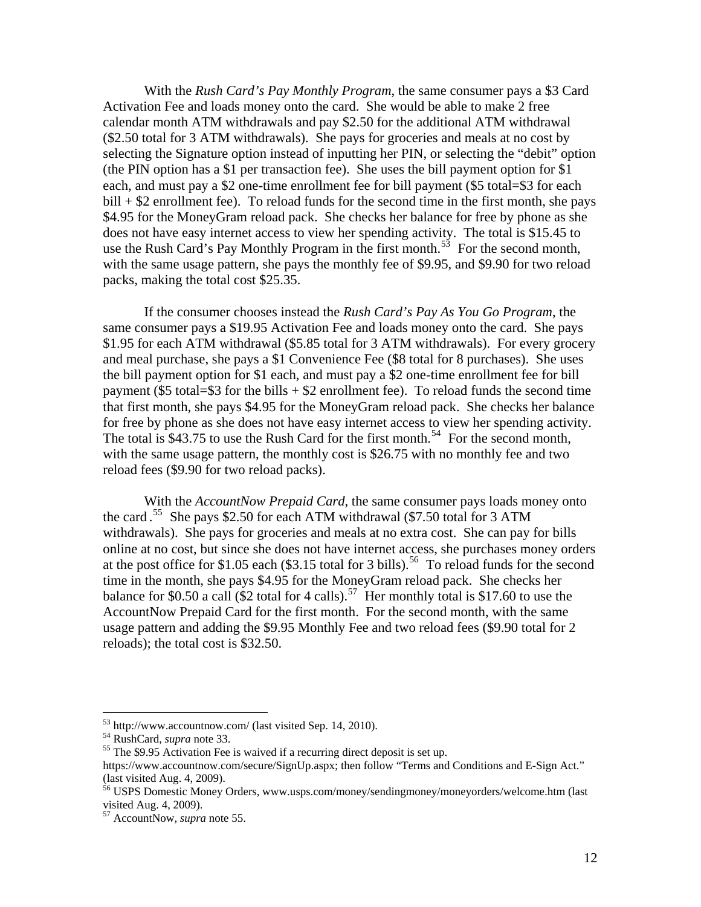With the *Rush Card's Pay Monthly Program*, the same consumer pays a $3 Card Activation Fee and loads money onto the card. She would be able to make 2 free calendar month ATM withdrawals and pay $2.50 for the additional ATM withdrawal ($2.50 total for 3 ATM withdrawals). She pays for groceries and meals at no cost by selecting the Signature option instead of inputting her PIN, or selecting the "debit" option (the PIN option has a $1 per transaction fee). She uses the bill payment option for $1 each, and must pay a $2 one-time enrollment fee for bill payment ($5 total=$3 for each bill + $2 enrollment fee). To reload funds for the second time in the first month, she pays $4.95 for the MoneyGram reload pack. She checks her balance for free by phone as she does not have easy internet access to view her spending activity. The total is $15.45 to use the Rush Card's Pay Monthly Program in the first month.[53] For the second month, with the same usage pattern, she pays the monthly fee of $9.95, and $9.90 for two reload packs, making the total cost $25.35.

If the consumer chooses instead the *Rush Card's Pay As You Go Program*, the same consumer pays a $19.95 Activation Fee and loads money onto the card. She pays $1.95 for each ATM withdrawal ($5.85 total for 3 ATM withdrawals). For every grocery and meal purchase, she pays a $1 Convenience Fee ($8 total for 8 purchases). She uses the bill payment option for $1 each, and must pay a $2 one-time enrollment fee for bill payment ($5 total=$3 for the bills + $2 enrollment fee). To reload funds the second time that first month, she pays $4.95 for the MoneyGram reload pack. She checks her balance for free by phone as she does not have easy internet access to view her spending activity. The total is $43.75 to use the Rush Card for the first month.[54] For the second month, with the same usage pattern, the monthly cost is $26.75 with no monthly fee and two reload fees ($9.90 for two reload packs).

With the *AccountNow Prepaid Card*, the same consumer pays loads money onto the card .[55] She pays $2.50 for each ATM withdrawal ($7.50 total for 3 ATM withdrawals). She pays for groceries and meals at no extra cost. She can pay for bills online at no cost, but since she does not have internet access, she purchases money orders at the post office for $1.05 each ($3.15 total for 3 bills).[56] To reload funds for the second time in the month, she pays $4.95 for the MoneyGram reload pack. She checks her balance for $0.50 a call ($2 total for 4 calls).[57] Her monthly total is $17.60 to use the AccountNow Prepaid Card for the first month. For the second month, with the same usage pattern and adding the $9.95 Monthly Fee and two reload fees ($9.90 total for 2 reloads); the total cost is $32.50.

---

[53] http://www.accountnow.com/ (last visited Sep. 14, 2010).

[54] RushCard, *supra* note 33.

[55] The $9.95 Activation Fee is waived if a recurring direct deposit is set up. https://www.accountnow.com/secure/SignUp.aspx; then follow "Terms and Conditions and E-Sign Act." (last visited Aug. 4, 2009).

[56] USPS Domestic Money Orders, www.usps.com/money/sendingmoney/moneyorders/welcome.htm (last visited Aug. 4, 2009).

[57] AccountNow, *supra* note 55.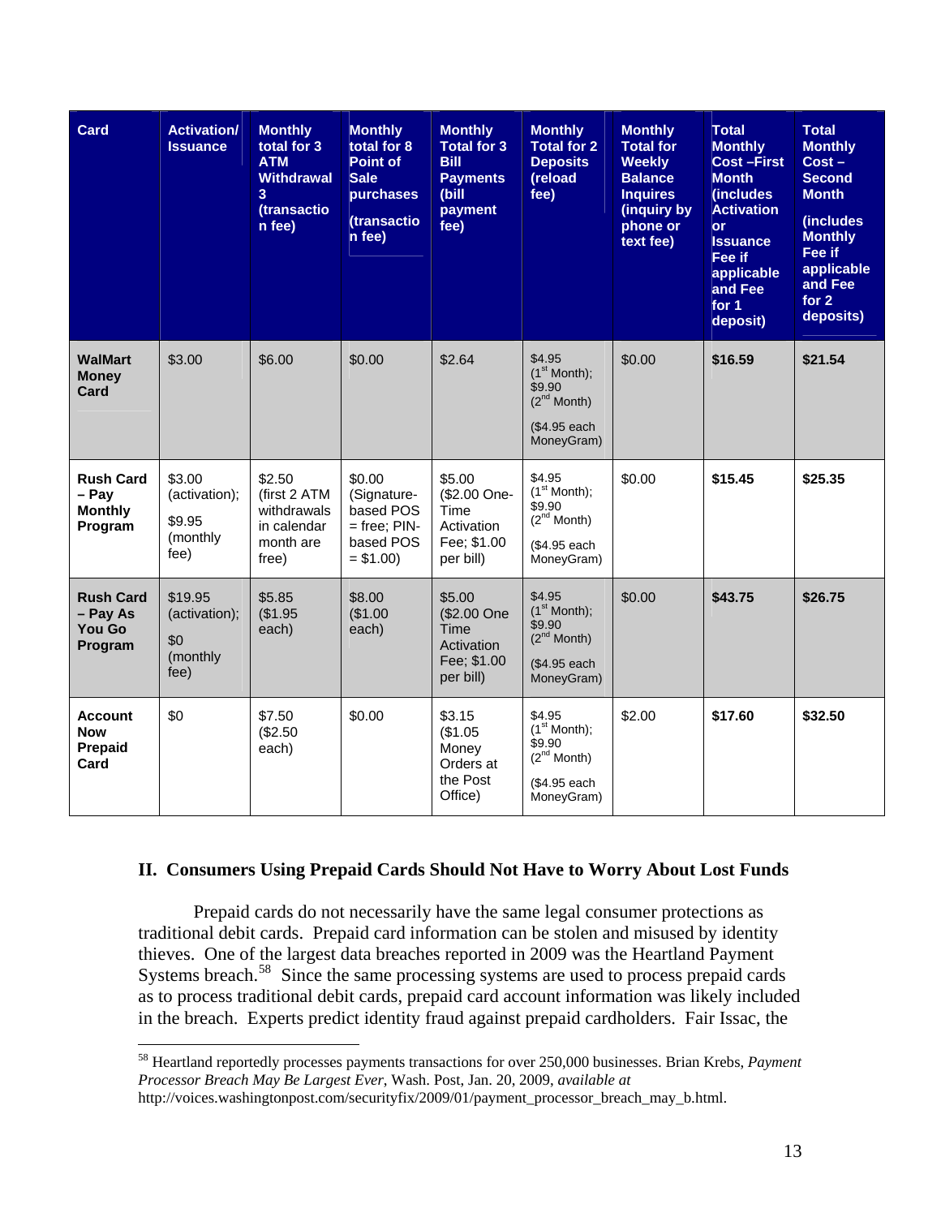| Card | Activation/ Issuance | Monthly total for 3 ATM Withdrawal 3 (transaction fee) | Monthly total for 8 Point of Sale purchases (transaction fee) | Monthly Total for 3 Bill Payments (bill payment fee) | Monthly Total for 2 Deposits (reload fee) | Monthly Total for Weekly Balance Inquires (inquiry by phone or text fee) | Total Monthly Cost –First Month (includes Activation or Issuance Fee if applicable and Fee for 1 deposit) | Total Monthly Cost – Second Month (includes Monthly Fee if applicable and Fee for 2 deposits) |
|---|---|---|---|---|---|---|---|---|
| **WalMart Money Card** | $3.00 | $6.00 | $0.00 | $2.64 | $4.95 (1st Month); $9.90 (2nd Month) ($4.95 each MoneyGram) | $0.00 | **$16.59** | **$21.54** |
| **Rush Card – Pay Monthly Program** | $3.00 (activation); $9.95 (monthly fee) | $2.50 (first 2 ATM withdrawals in calendar month are free) | $0.00 (Signature-based POS = free; PIN-based POS = $1.00) | $5.00 ($2.00 One-Time Activation Fee; $1.00 per bill) | $4.95 (1st Month); $9.90 (2nd Month) ($4.95 each MoneyGram) | $0.00 | **$15.45** | **$25.35** |
| **Rush Card – Pay As You Go Program** | $19.95 (activation); $0 (monthly fee) | $5.85 ($1.95 each) | $8.00 ($1.00 each) | $5.00 ($2.00 One Time Activation Fee; $1.00 per bill) | $4.95 (1st Month); $9.90 (2nd Month) ($4.95 each MoneyGram) | $0.00 | **$43.75** | **$26.75** |
| **Account Now Prepaid Card** | $0 | $7.50 ($2.50 each) | $0.00 | $3.15 ($1.05 Money Orders at the Post Office) | $4.95 (1st Month); $9.90 (2nd Month) ($4.95 each MoneyGram) | $2.00 | **$17.60** | **$32.50** |

## II. Consumers Using Prepaid Cards Should Not Have to Worry About Lost Funds

Prepaid cards do not necessarily have the same legal consumer protections as traditional debit cards. Prepaid card information can be stolen and misused by identity thieves. One of the largest data breaches reported in 2009 was the Heartland Payment Systems breach.[58] Since the same processing systems are used to process prepaid cards as to process traditional debit cards, prepaid card account information was likely included in the breach. Experts predict identity fraud against prepaid cardholders. Fair Issac, the

[58] Heartland reportedly processes payments transactions for over 250,000 businesses. Brian Krebs, *Payment Processor Breach May Be Largest Ever*, Wash. Post, Jan. 20, 2009, *available at* http://voices.washingtonpost.com/securityfix/2009/01/payment_processor_breach_may_b.html.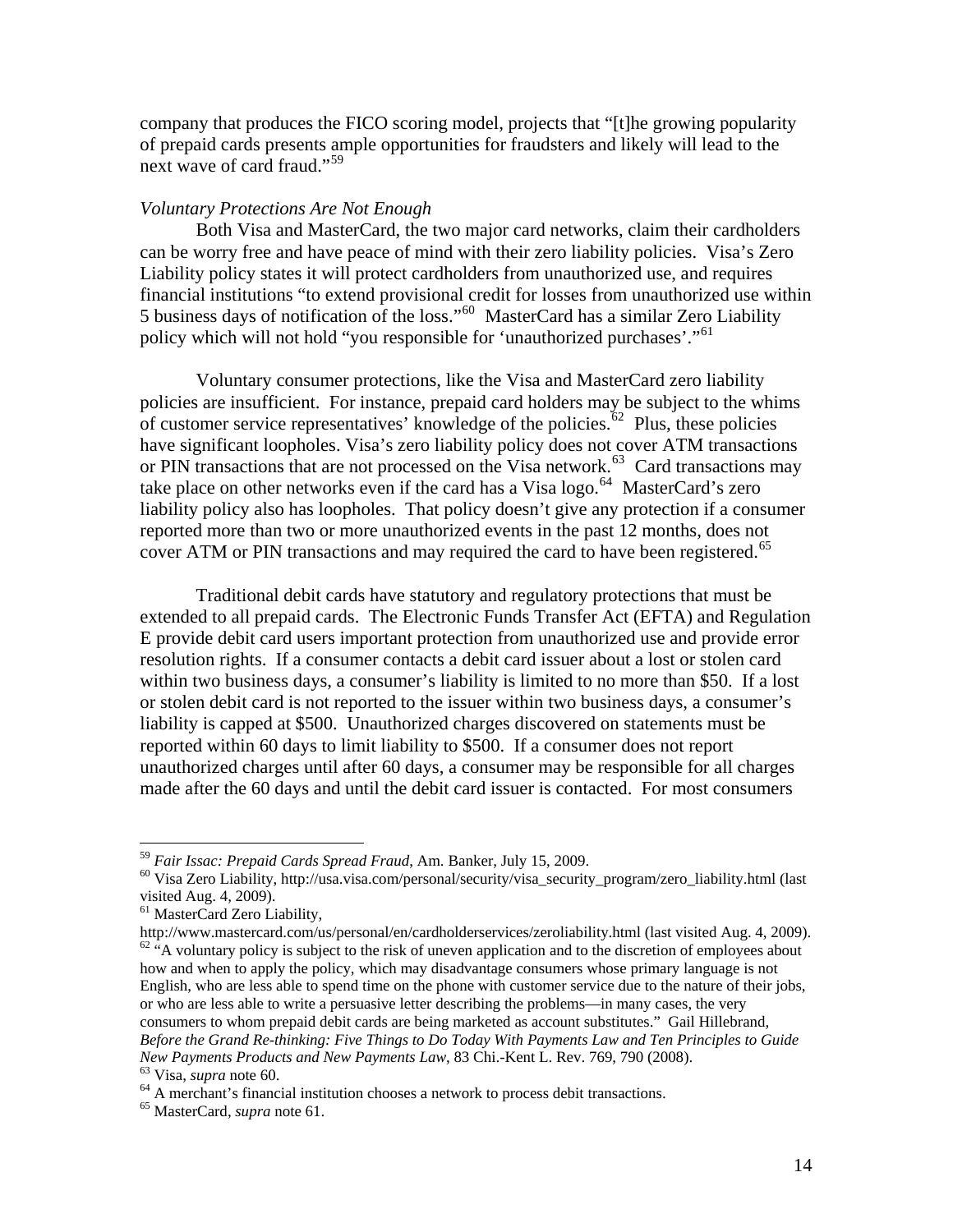company that produces the FICO scoring model, projects that "[t]he growing popularity of prepaid cards presents ample opportunities for fraudsters and likely will lead to the next wave of card fraud."[59]

*Voluntary Protections Are Not Enough*

Both Visa and MasterCard, the two major card networks, claim their cardholders can be worry free and have peace of mind with their zero liability policies. Visa's Zero Liability policy states it will protect cardholders from unauthorized use, and requires financial institutions "to extend provisional credit for losses from unauthorized use within 5 business days of notification of the loss."[60] MasterCard has a similar Zero Liability policy which will not hold "you responsible for 'unauthorized purchases'."[61]

Voluntary consumer protections, like the Visa and MasterCard zero liability policies are insufficient. For instance, prepaid card holders may be subject to the whims of customer service representatives' knowledge of the policies.[62] Plus, these policies have significant loopholes. Visa's zero liability policy does not cover ATM transactions or PIN transactions that are not processed on the Visa network.[63] Card transactions may take place on other networks even if the card has a Visa logo.[64] MasterCard's zero liability policy also has loopholes. That policy doesn't give any protection if a consumer reported more than two or more unauthorized events in the past 12 months, does not cover ATM or PIN transactions and may required the card to have been registered.[65]

Traditional debit cards have statutory and regulatory protections that must be extended to all prepaid cards. The Electronic Funds Transfer Act (EFTA) and Regulation E provide debit card users important protection from unauthorized use and provide error resolution rights. If a consumer contacts a debit card issuer about a lost or stolen card within two business days, a consumer's liability is limited to no more than $50. If a lost or stolen debit card is not reported to the issuer within two business days, a consumer's liability is capped at $500. Unauthorized charges discovered on statements must be reported within 60 days to limit liability to $500. If a consumer does not report unauthorized charges until after 60 days, a consumer may be responsible for all charges made after the 60 days and until the debit card issuer is contacted. For most consumers

---

[59] *Fair Issac: Prepaid Cards Spread Fraud*, Am. Banker, July 15, 2009.

[60] Visa Zero Liability, http://usa.visa.com/personal/security/visa_security_program/zero_liability.html (last visited Aug. 4, 2009).

[61] MasterCard Zero Liability, http://www.mastercard.com/us/personal/en/cardholderservices/zeroliability.html (last visited Aug. 4, 2009).

[62] "A voluntary policy is subject to the risk of uneven application and to the discretion of employees about how and when to apply the policy, which may disadvantage consumers whose primary language is not English, who are less able to spend time on the phone with customer service due to the nature of their jobs, or who are less able to write a persuasive letter describing the problems—in many cases, the very consumers to whom prepaid debit cards are being marketed as account substitutes." Gail Hillebrand, *Before the Grand Re-thinking: Five Things to Do Today With Payments Law and Ten Principles to Guide New Payments Products and New Payments Law*, 83 Chi.-Kent L. Rev. 769, 790 (2008).

[63] Visa, *supra* note 60.

[64] A merchant's financial institution chooses a network to process debit transactions.

[65] MasterCard, *supra* note 61.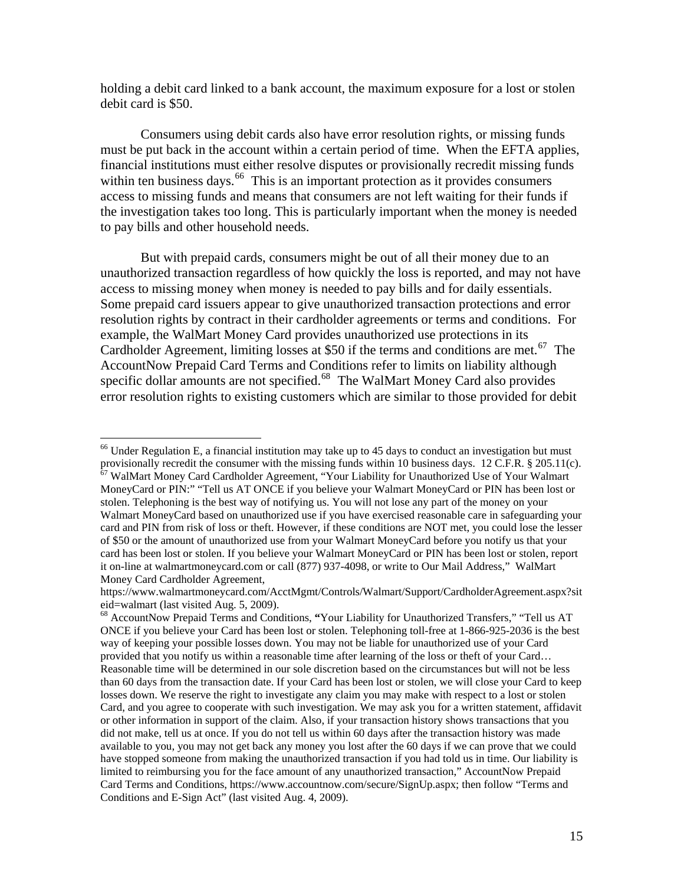holding a debit card linked to a bank account, the maximum exposure for a lost or stolen debit card is $50.

Consumers using debit cards also have error resolution rights, or missing funds must be put back in the account within a certain period of time. When the EFTA applies, financial institutions must either resolve disputes or provisionally recredit missing funds within ten business days.[66] This is an important protection as it provides consumers access to missing funds and means that consumers are not left waiting for their funds if the investigation takes too long. This is particularly important when the money is needed to pay bills and other household needs.

But with prepaid cards, consumers might be out of all their money due to an unauthorized transaction regardless of how quickly the loss is reported, and may not have access to missing money when money is needed to pay bills and for daily essentials. Some prepaid card issuers appear to give unauthorized transaction protections and error resolution rights by contract in their cardholder agreements or terms and conditions. For example, the WalMart Money Card provides unauthorized use protections in its Cardholder Agreement, limiting losses at $50 if the terms and conditions are met.[67] The AccountNow Prepaid Card Terms and Conditions refer to limits on liability although specific dollar amounts are not specified.[68] The WalMart Money Card also provides error resolution rights to existing customers which are similar to those provided for debit

---

[66] Under Regulation E, a financial institution may take up to 45 days to conduct an investigation but must provisionally recredit the consumer with the missing funds within 10 business days. 12 C.F.R. § 205.11(c).

[67] WalMart Money Card Cardholder Agreement, "Your Liability for Unauthorized Use of Your Walmart MoneyCard or PIN:" "Tell us AT ONCE if you believe your Walmart MoneyCard or PIN has been lost or stolen. Telephoning is the best way of notifying us. You will not lose any part of the money on your Walmart MoneyCard based on unauthorized use if you have exercised reasonable care in safeguarding your card and PIN from risk of loss or theft. However, if these conditions are NOT met, you could lose the lesser of $50 or the amount of unauthorized use from your Walmart MoneyCard before you notify us that your card has been lost or stolen. If you believe your Walmart MoneyCard or PIN has been lost or stolen, report it on-line at walmartmoneycard.com or call (877) 937-4098, or write to Our Mail Address," WalMart Money Card Cardholder Agreement, https://www.walmartmoneycard.com/AcctMgmt/Controls/Walmart/Support/CardholderAgreement.aspx?siteid=walmart (last visited Aug. 5, 2009).

[68] AccountNow Prepaid Terms and Conditions, **"**Your Liability for Unauthorized Transfers," "Tell us AT ONCE if you believe your Card has been lost or stolen. Telephoning toll-free at 1-866-925-2036 is the best way of keeping your possible losses down. You may not be liable for unauthorized use of your Card provided that you notify us within a reasonable time after learning of the loss or theft of your Card… Reasonable time will be determined in our sole discretion based on the circumstances but will not be less than 60 days from the transaction date. If your Card has been lost or stolen, we will close your Card to keep losses down. We reserve the right to investigate any claim you may make with respect to a lost or stolen Card, and you agree to cooperate with such investigation. We may ask you for a written statement, affidavit or other information in support of the claim. Also, if your transaction history shows transactions that you did not make, tell us at once. If you do not tell us within 60 days after the transaction history was made available to you, you may not get back any money you lost after the 60 days if we can prove that we could have stopped someone from making the unauthorized transaction if you had told us in time. Our liability is limited to reimbursing you for the face amount of any unauthorized transaction," AccountNow Prepaid Card Terms and Conditions, https://www.accountnow.com/secure/SignUp.aspx; then follow "Terms and Conditions and E-Sign Act" (last visited Aug. 4, 2009).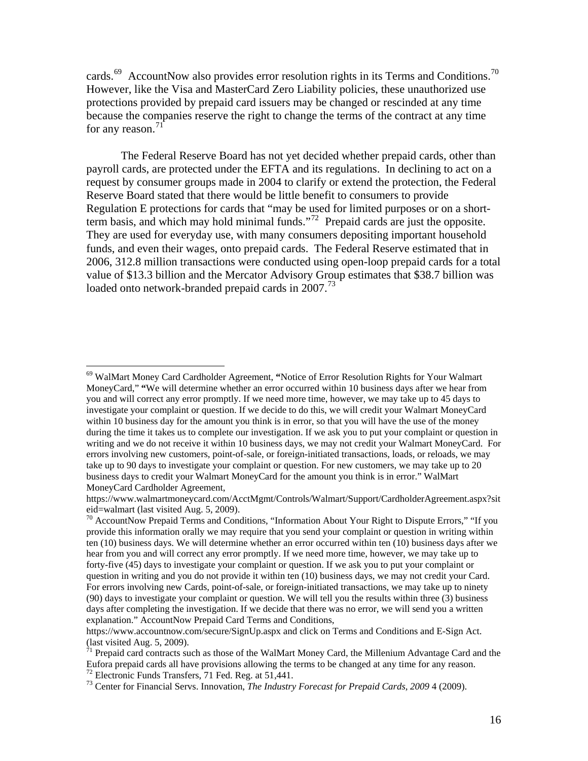cards.[69] AccountNow also provides error resolution rights in its Terms and Conditions.[70] However, like the Visa and MasterCard Zero Liability policies, these unauthorized use protections provided by prepaid card issuers may be changed or rescinded at any time because the companies reserve the right to change the terms of the contract at any time for any reason.[71]

The Federal Reserve Board has not yet decided whether prepaid cards, other than payroll cards, are protected under the EFTA and its regulations. In declining to act on a request by consumer groups made in 2004 to clarify or extend the protection, the Federal Reserve Board stated that there would be little benefit to consumers to provide Regulation E protections for cards that "may be used for limited purposes or on a short-term basis, and which may hold minimal funds."[72] Prepaid cards are just the opposite. They are used for everyday use, with many consumers depositing important household funds, and even their wages, onto prepaid cards. The Federal Reserve estimated that in 2006, 312.8 million transactions were conducted using open-loop prepaid cards for a total value of $13.3 billion and the Mercator Advisory Group estimates that $38.7 billion was loaded onto network-branded prepaid cards in 2007.[73]

---

[69] WalMart Money Card Cardholder Agreement, **"**Notice of Error Resolution Rights for Your Walmart MoneyCard," **"**We will determine whether an error occurred within 10 business days after we hear from you and will correct any error promptly. If we need more time, however, we may take up to 45 days to investigate your complaint or question. If we decide to do this, we will credit your Walmart MoneyCard within 10 business day for the amount you think is in error, so that you will have the use of the money during the time it takes us to complete our investigation. If we ask you to put your complaint or question in writing and we do not receive it within 10 business days, we may not credit your Walmart MoneyCard. For errors involving new customers, point-of-sale, or foreign-initiated transactions, loads, or reloads, we may take up to 90 days to investigate your complaint or question. For new customers, we may take up to 20 business days to credit your Walmart MoneyCard for the amount you think is in error." WalMart MoneyCard Cardholder Agreement, https://www.walmartmoneycard.com/AcctMgmt/Controls/Walmart/Support/CardholderAgreement.aspx?siteid=walmart (last visited Aug. 5, 2009).

[70] AccountNow Prepaid Terms and Conditions, "Information About Your Right to Dispute Errors," "If you provide this information orally we may require that you send your complaint or question in writing within ten (10) business days. We will determine whether an error occurred within ten (10) business days after we hear from you and will correct any error promptly. If we need more time, however, we may take up to forty-five (45) days to investigate your complaint or question. If we ask you to put your complaint or question in writing and you do not provide it within ten (10) business days, we may not credit your Card. For errors involving new Cards, point-of-sale, or foreign-initiated transactions, we may take up to ninety (90) days to investigate your complaint or question. We will tell you the results within three (3) business days after completing the investigation. If we decide that there was no error, we will send you a written explanation." AccountNow Prepaid Card Terms and Conditions, https://www.accountnow.com/secure/SignUp.aspx and click on Terms and Conditions and E-Sign Act. (last visited Aug. 5, 2009).

[71] Prepaid card contracts such as those of the WalMart Money Card, the Millenium Advantage Card and the Eufora prepaid cards all have provisions allowing the terms to be changed at any time for any reason.

[72] Electronic Funds Transfers, 71 Fed. Reg. at 51,441.

[73] Center for Financial Servs. Innovation, *The Industry Forecast for Prepaid Cards, 2009* 4 (2009).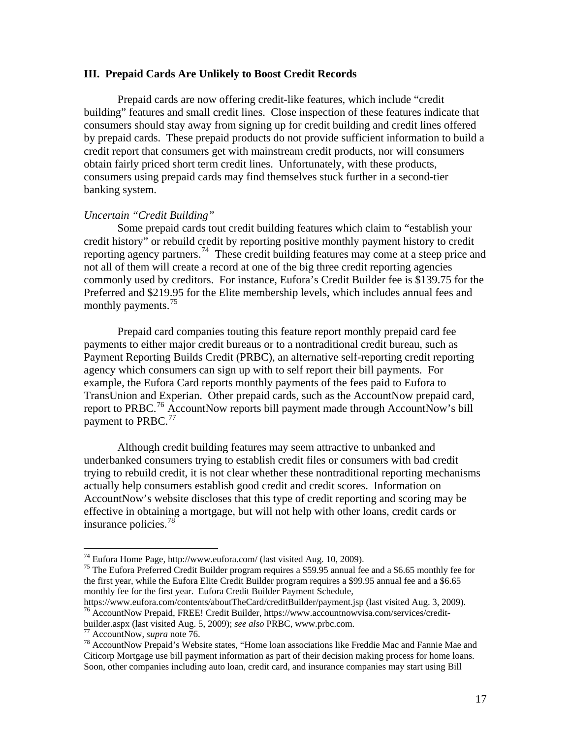### III. Prepaid Cards Are Unlikely to Boost Credit Records

Prepaid cards are now offering credit-like features, which include "credit building" features and small credit lines. Close inspection of these features indicate that consumers should stay away from signing up for credit building and credit lines offered by prepaid cards. These prepaid products do not provide sufficient information to build a credit report that consumers get with mainstream credit products, nor will consumers obtain fairly priced short term credit lines. Unfortunately, with these products, consumers using prepaid cards may find themselves stuck further in a second-tier banking system.

*Uncertain "Credit Building"*

Some prepaid cards tout credit building features which claim to "establish your credit history" or rebuild credit by reporting positive monthly payment history to credit reporting agency partners.[74] These credit building features may come at a steep price and not all of them will create a record at one of the big three credit reporting agencies commonly used by creditors. For instance, Eufora's Credit Builder fee is $139.75 for the Preferred and $219.95 for the Elite membership levels, which includes annual fees and monthly payments.[75]

Prepaid card companies touting this feature report monthly prepaid card fee payments to either major credit bureaus or to a nontraditional credit bureau, such as Payment Reporting Builds Credit (PRBC), an alternative self-reporting credit reporting agency which consumers can sign up with to self report their bill payments. For example, the Eufora Card reports monthly payments of the fees paid to Eufora to TransUnion and Experian. Other prepaid cards, such as the AccountNow prepaid card, report to PRBC.[76] AccountNow reports bill payment made through AccountNow's bill payment to PRBC.[77]

Although credit building features may seem attractive to unbanked and underbanked consumers trying to establish credit files or consumers with bad credit trying to rebuild credit, it is not clear whether these nontraditional reporting mechanisms actually help consumers establish good credit and credit scores. Information on AccountNow's website discloses that this type of credit reporting and scoring may be effective in obtaining a mortgage, but will not help with other loans, credit cards or insurance policies.[78]

---

[74] Eufora Home Page, http://www.eufora.com/ (last visited Aug. 10, 2009).

[75] The Eufora Preferred Credit Builder program requires a $59.95 annual fee and a $6.65 monthly fee for the first year, while the Eufora Elite Credit Builder program requires a $99.95 annual fee and a $6.65 monthly fee for the first year. Eufora Credit Builder Payment Schedule, https://www.eufora.com/contents/aboutTheCard/creditBuilder/payment.jsp (last visited Aug. 3, 2009).

[76] AccountNow Prepaid, FREE! Credit Builder, https://www.accountnowvisa.com/services/credit-builder.aspx (last visited Aug. 5, 2009); *see also* PRBC, www.prbc.com.

[77] AccountNow, *supra* note 76.

[78] AccountNow Prepaid's Website states, "Home loan associations like Freddie Mac and Fannie Mae and Citicorp Mortgage use bill payment information as part of their decision making process for home loans. Soon, other companies including auto loan, credit card, and insurance companies may start using Bill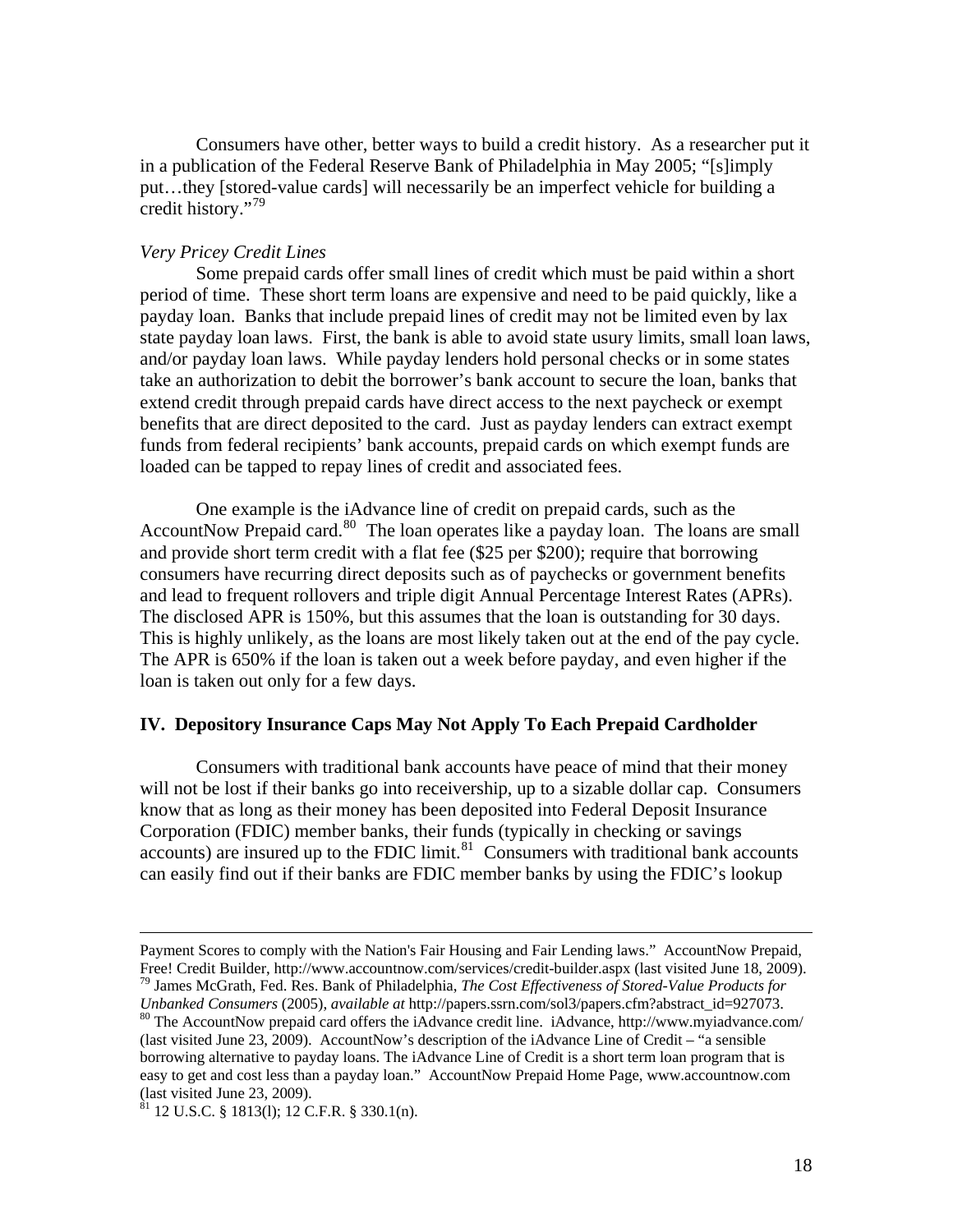Consumers have other, better ways to build a credit history. As a researcher put it in a publication of the Federal Reserve Bank of Philadelphia in May 2005; "[s]imply put…they [stored-value cards] will necessarily be an imperfect vehicle for building a credit history."[79]

*Very Pricey Credit Lines*

Some prepaid cards offer small lines of credit which must be paid within a short period of time. These short term loans are expensive and need to be paid quickly, like a payday loan. Banks that include prepaid lines of credit may not be limited even by lax state payday loan laws. First, the bank is able to avoid state usury limits, small loan laws, and/or payday loan laws. While payday lenders hold personal checks or in some states take an authorization to debit the borrower's bank account to secure the loan, banks that extend credit through prepaid cards have direct access to the next paycheck or exempt benefits that are direct deposited to the card. Just as payday lenders can extract exempt funds from federal recipients' bank accounts, prepaid cards on which exempt funds are loaded can be tapped to repay lines of credit and associated fees.

One example is the iAdvance line of credit on prepaid cards, such as the AccountNow Prepaid card.[80] The loan operates like a payday loan. The loans are small and provide short term credit with a flat fee ($25 per $200); require that borrowing consumers have recurring direct deposits such as of paychecks or government benefits and lead to frequent rollovers and triple digit Annual Percentage Interest Rates (APRs). The disclosed APR is 150%, but this assumes that the loan is outstanding for 30 days. This is highly unlikely, as the loans are most likely taken out at the end of the pay cycle. The APR is 650% if the loan is taken out a week before payday, and even higher if the loan is taken out only for a few days.

## IV. Depository Insurance Caps May Not Apply To Each Prepaid Cardholder

Consumers with traditional bank accounts have peace of mind that their money will not be lost if their banks go into receivership, up to a sizable dollar cap. Consumers know that as long as their money has been deposited into Federal Deposit Insurance Corporation (FDIC) member banks, their funds (typically in checking or savings accounts) are insured up to the FDIC limit.[81] Consumers with traditional bank accounts can easily find out if their banks are FDIC member banks by using the FDIC's lookup

---

Payment Scores to comply with the Nation's Fair Housing and Fair Lending laws." AccountNow Prepaid, Free! Credit Builder, http://www.accountnow.com/services/credit-builder.aspx (last visited June 18, 2009).

[79] James McGrath, Fed. Res. Bank of Philadelphia, *The Cost Effectiveness of Stored-Value Products for Unbanked Consumers* (2005), *available at* http://papers.ssrn.com/sol3/papers.cfm?abstract_id=927073.

[80] The AccountNow prepaid card offers the iAdvance credit line. iAdvance, http://www.myiadvance.com/ (last visited June 23, 2009). AccountNow's description of the iAdvance Line of Credit – "a sensible borrowing alternative to payday loans. The iAdvance Line of Credit is a short term loan program that is easy to get and cost less than a payday loan." AccountNow Prepaid Home Page, www.accountnow.com (last visited June 23, 2009).

[81] 12 U.S.C. § 1813(l); 12 C.F.R. § 330.1(n).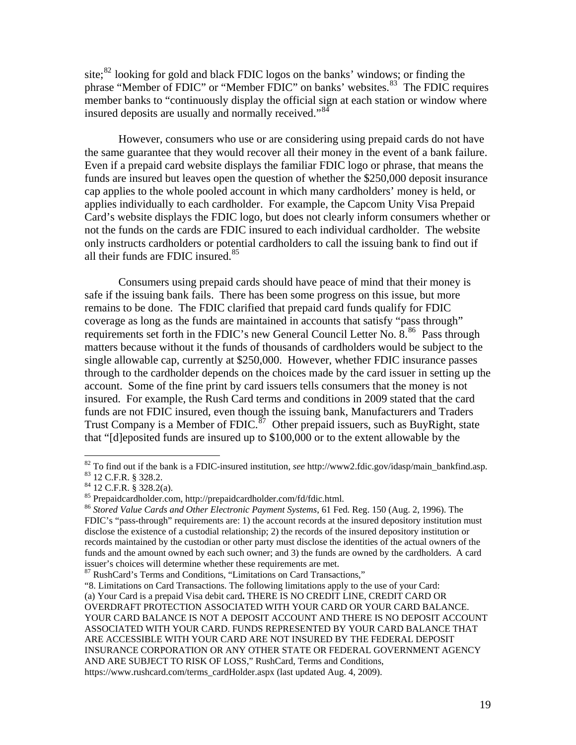site;[82] looking for gold and black FDIC logos on the banks' windows; or finding the phrase "Member of FDIC" or "Member FDIC" on banks' websites.[83] The FDIC requires member banks to "continuously display the official sign at each station or window where insured deposits are usually and normally received."[84]

However, consumers who use or are considering using prepaid cards do not have the same guarantee that they would recover all their money in the event of a bank failure. Even if a prepaid card website displays the familiar FDIC logo or phrase, that means the funds are insured but leaves open the question of whether the $250,000 deposit insurance cap applies to the whole pooled account in which many cardholders' money is held, or applies individually to each cardholder. For example, the Capcom Unity Visa Prepaid Card's website displays the FDIC logo, but does not clearly inform consumers whether or not the funds on the cards are FDIC insured to each individual cardholder. The website only instructs cardholders or potential cardholders to call the issuing bank to find out if all their funds are FDIC insured.[85]

Consumers using prepaid cards should have peace of mind that their money is safe if the issuing bank fails. There has been some progress on this issue, but more remains to be done. The FDIC clarified that prepaid card funds qualify for FDIC coverage as long as the funds are maintained in accounts that satisfy "pass through" requirements set forth in the FDIC's new General Council Letter No. 8.[86] Pass through matters because without it the funds of thousands of cardholders would be subject to the single allowable cap, currently at $250,000. However, whether FDIC insurance passes through to the cardholder depends on the choices made by the card issuer in setting up the account. Some of the fine print by card issuers tells consumers that the money is not insured. For example, the Rush Card terms and conditions in 2009 stated that the card funds are not FDIC insured, even though the issuing bank, Manufacturers and Traders Trust Company is a Member of FDIC.[87] Other prepaid issuers, such as BuyRight, state that "[d]eposited funds are insured up to $100,000 or to the extent allowable by the

---

[82] To find out if the bank is a FDIC-insured institution, *see* http://www2.fdic.gov/idasp/main_bankfind.asp.

[83] 12 C.F.R. § 328.2.

[84] 12 C.F.R. § 328.2(a).

[85] Prepaidcardholder.com, http://prepaidcardholder.com/fd/fdic.html.

[86] *Stored Value Cards and Other Electronic Payment Systems*, 61 Fed. Reg. 150 (Aug. 2, 1996). The FDIC's "pass-through" requirements are: 1) the account records at the insured depository institution must disclose the existence of a custodial relationship; 2) the records of the insured depository institution or records maintained by the custodian or other party must disclose the identities of the actual owners of the funds and the amount owned by each such owner; and 3) the funds are owned by the cardholders. A card issuer's choices will determine whether these requirements are met.

[87] RushCard's Terms and Conditions, "Limitations on Card Transactions,"

"8. Limitations on Card Transactions. The following limitations apply to the use of your Card:
(a) Your Card is a prepaid Visa debit card**.** THERE IS NO CREDIT LINE, CREDIT CARD OR OVERDRAFT PROTECTION ASSOCIATED WITH YOUR CARD OR YOUR CARD BALANCE. YOUR CARD BALANCE IS NOT A DEPOSIT ACCOUNT AND THERE IS NO DEPOSIT ACCOUNT ASSOCIATED WITH YOUR CARD. FUNDS REPRESENTED BY YOUR CARD BALANCE THAT ARE ACCESSIBLE WITH YOUR CARD ARE NOT INSURED BY THE FEDERAL DEPOSIT INSURANCE CORPORATION OR ANY OTHER STATE OR FEDERAL GOVERNMENT AGENCY AND ARE SUBJECT TO RISK OF LOSS," RushCard, Terms and Conditions, https://www.rushcard.com/terms_cardHolder.aspx (last updated Aug. 4, 2009).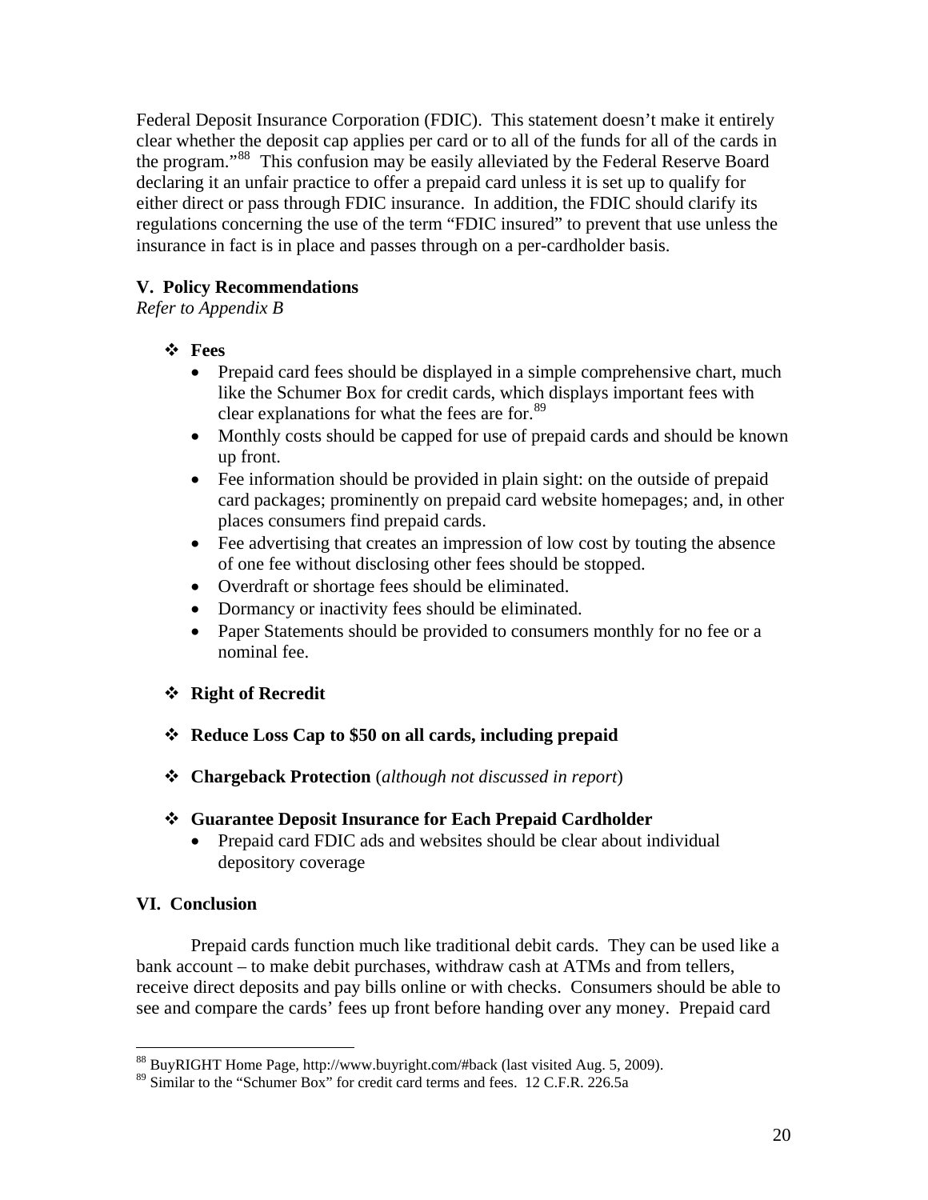Federal Deposit Insurance Corporation (FDIC). This statement doesn't make it entirely clear whether the deposit cap applies per card or to all of the funds for all of the cards in the program."[88] This confusion may be easily alleviated by the Federal Reserve Board declaring it an unfair practice to offer a prepaid card unless it is set up to qualify for either direct or pass through FDIC insurance. In addition, the FDIC should clarify its regulations concerning the use of the term "FDIC insured" to prevent that use unless the insurance in fact is in place and passes through on a per-cardholder basis.

## V. Policy Recommendations

*Refer to Appendix B*

- **Fees**
  - Prepaid card fees should be displayed in a simple comprehensive chart, much like the Schumer Box for credit cards, which displays important fees with clear explanations for what the fees are for.[89]
  - Monthly costs should be capped for use of prepaid cards and should be known up front.
  - Fee information should be provided in plain sight: on the outside of prepaid card packages; prominently on prepaid card website homepages; and, in other places consumers find prepaid cards.
  - Fee advertising that creates an impression of low cost by touting the absence of one fee without disclosing other fees should be stopped.
  - Overdraft or shortage fees should be eliminated.
  - Dormancy or inactivity fees should be eliminated.
  - Paper Statements should be provided to consumers monthly for no fee or a nominal fee.

- **Right of Recredit**

- **Reduce Loss Cap to $50 on all cards, including prepaid**

- **Chargeback Protection** (*although not discussed in report*)

- **Guarantee Deposit Insurance for Each Prepaid Cardholder**
  - Prepaid card FDIC ads and websites should be clear about individual depository coverage

## VI. Conclusion

Prepaid cards function much like traditional debit cards. They can be used like a bank account – to make debit purchases, withdraw cash at ATMs and from tellers, receive direct deposits and pay bills online or with checks. Consumers should be able to see and compare the cards' fees up front before handing over any money. Prepaid card

---

[88] BuyRIGHT Home Page, http://www.buyright.com/#back (last visited Aug. 5, 2009).

[89] Similar to the "Schumer Box" for credit card terms and fees. 12 C.F.R. 226.5a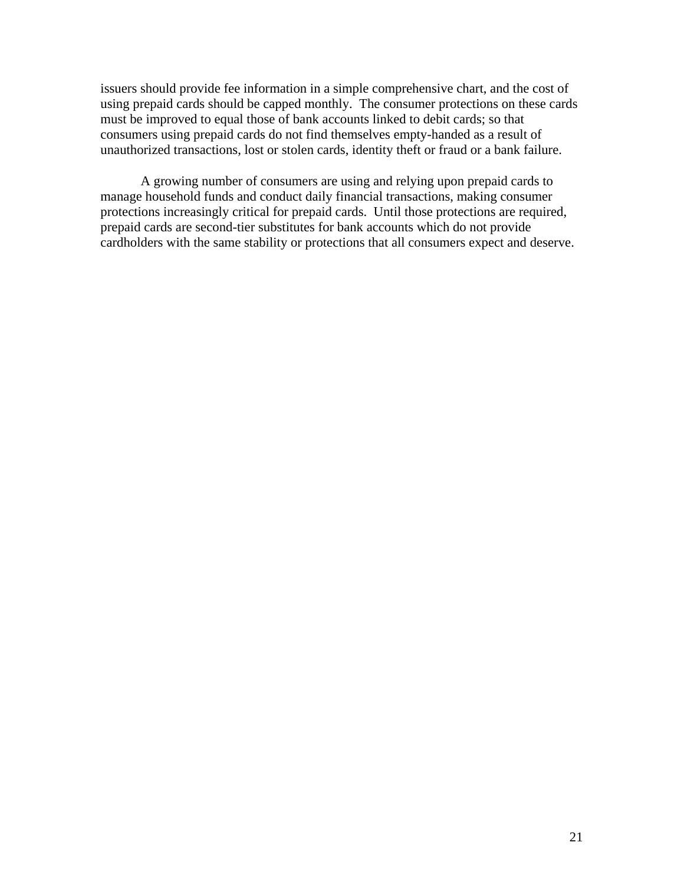issuers should provide fee information in a simple comprehensive chart, and the cost of using prepaid cards should be capped monthly. The consumer protections on these cards must be improved to equal those of bank accounts linked to debit cards; so that consumers using prepaid cards do not find themselves empty-handed as a result of unauthorized transactions, lost or stolen cards, identity theft or fraud or a bank failure.

A growing number of consumers are using and relying upon prepaid cards to manage household funds and conduct daily financial transactions, making consumer protections increasingly critical for prepaid cards. Until those protections are required, prepaid cards are second-tier substitutes for bank accounts which do not provide cardholders with the same stability or protections that all consumers expect and deserve.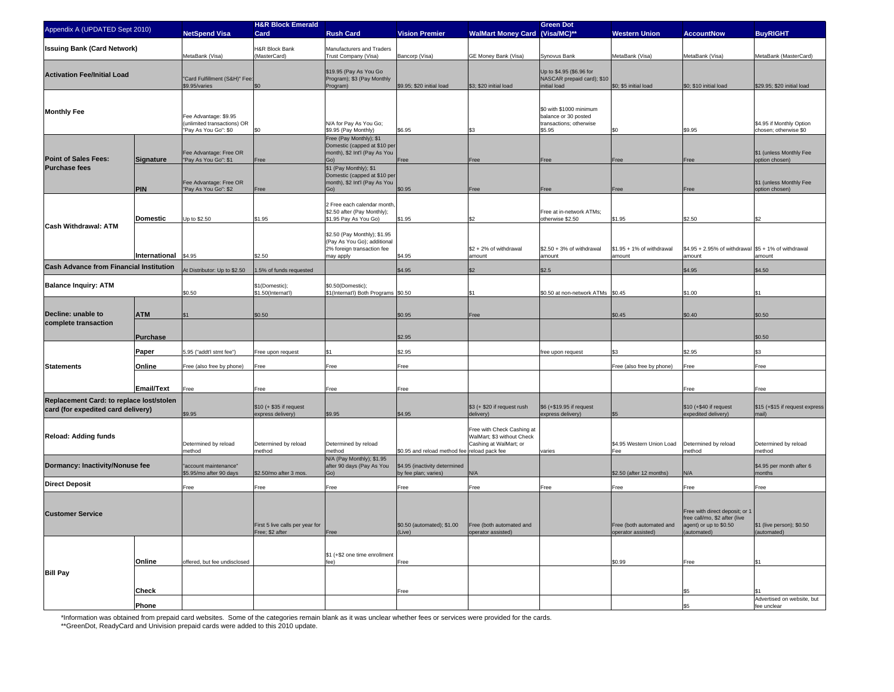| Appendix A (UPDATED Sept 2010) | | NetSpend Visa | H&R Block Emerald Card | Rush Card | Vision Premier | WalMart Money Card | Green Dot (Visa/MC)** | Western Union | AccountNow | BuyRIGHT |
|---|---|---|---|---|---|---|---|---|---|---|
| **Issuing Bank (Card Network)** | | MetaBank (Visa) | H&R Block Bank (MasterCard) | Manufacturers and Traders Trust Company (Visa) | Bancorp (Visa) | GE Money Bank (Visa) | Synovus Bank | MetaBank (Visa) | MetaBank (Visa) | MetaBank (MasterCard) |
| **Activation Fee/Initial Load** | | "Card Fulfillment (S&H)" Fee: $9.95/varies | $0 | $19.95 (Pay As You Go Program); $3 (Pay Monthly Program) | $9.95; $20 initial load | $3; $20 initial load | Up to $4.95 ($6.96 for NASCAR prepaid card); $10 initial load | $0; $5 initial load | $0; $10 initial load | $29.95; $20 initial load |
| **Monthly Fee** | | Fee Advantage: $9.95 (unlimited transactions) OR "Pay As You Go": $0 | $0 | N/A for Pay As You Go; $9.95 (Pay Monthly) | $6.95 | $3 | $0 with $1000 minimum balance or 30 posted transactions; otherwise $5.95 | $0 | $9.95 | $4.95 if Monthly Option chosen; otherwise $0 |
| **Point of Sales Fees: Purchase fees** | **Signature** | Fee Advantage: Free OR "Pay As You Go": $1 | Free | Free (Pay Monthly); $1 Domestic (capped at $10 per month), $2 Int'l (Pay As You Go) | Free | Free | Free | Free | Free | $1 (unless Monthly Fee option chosen) |
| | **PIN** | Fee Advantage: Free OR "Pay As You Go": $2 | Free | $1 (Pay Monthly); $1 Domestic (capped at $10 per month), $2 Int'l (Pay As You Go) | $0.95 | Free | Free | Free | Free | $1 (unless Monthly Fee option chosen) |
| **Cash Withdrawal: ATM** | **Domestic** | Up to $2.50 | $1.95 | 2 Free each calendar month, $2.50 after (Pay Monthly); $1.95 Pay As You Go) | $1.95 | $2 | Free at in-network ATMs; otherwise $2.50 | $1.95 | $2.50 | $2 |
| | **International** | $4.95 | $2.50 | $2.50 (Pay Monthly); $1.95 (Pay As You Go); additional 2% foreign transaction fee may apply | $4.95 | $2 + 2% of withdrawal amount | $2.50 + 3% of withdrawal amount | $1.95 + 1% of withdrawal amount | $4.95 + 2.95% of withdrawal amount | $5 + 1% of withdrawal amount |
| **Cash Advance from Financial Institution** | | At Distributor: Up to $2.50 | 1.5% of funds requested | | $4.95 | $2 | $2.5 | | $4.95 | $4.50 |
| **Balance Inquiry: ATM** | | $0.50 | $1(Domestic); $1.50(Internat'l) | $0.50(Domestic); $1(Internat'l) Both Programs | $0.50 | $1 | $0.50 at non-network ATMs | $0.45 | $1.00 | $1 |
| **Decline: unable to complete transaction** | **ATM** | $1 | $0.50 | | $0.95 | Free | | $0.45 | $0.40 | $0.50 |
| | **Purchase** | | | | $2.95 | | | | | $0.50 |
| **Statements** | **Paper** | 5.95 ("addt'l stmt fee") | Free upon request | $1 | $2.95 | | free upon request | $3 | $2.95 | $3 |
| | **Online** | Free (also free by phone) | Free | Free | Free | | | Free (also free by phone) | Free | Free |
| | **Email/Text** | Free | Free | Free | Free | | | | Free | Free |
| **Replacement Card: to replace lost/stolen card (for expedited card delivery)** | | $9.95 | $10 (+ $35 if request express delivery) | $9.95 | $4.95 | $3 (+ $20 if request rush delivery) | $6 (+$19.95 if request express delivery) | $5 | $10 (+$40 if request expedited delivery) | $15 (+$15 if request express mail) |
| **Reload: Adding funds** | | Determined by reload method | Determined by reload method | Determined by reload method | $0.95 and reload method fee | Free with Check Cashing at WalMart; $3 without Check Cashing at WalMart; or reload pack fee | varies | $4.95 Western Union Load Fee | Determined by reload method | Determined by reload method |
| **Dormancy: Inactivity/Nonuse fee** | | "account maintenance" $5.95/mo after 90 days | $2.50/mo after 3 mos. | N/A (Pay Monthly); $1.95 after 90 days (Pay As You Go) | $4.95 (inactivity determined by fee plan; varies) | N/A | | $2.50 (after 12 months) | N/A | $4.95 per month after 6 months |
| **Direct Deposit** | | Free | Free | Free | Free | Free | Free | Free | Free | Free |
| **Customer Service** | | | First 5 live calls per year for Free; $2 after | Free | $0.50 (automated); $1.00 (Live) | Free (both automated and operator assisted) | | Free (both automated and operator assisted) | Free with direct deposit; or 1 free call/mo, $2 after (live agent) or up to $0.50 (automated) | $1 (live person); $0.50 (automated) |
| **Bill Pay** | **Online** | offered, but fee undisclosed | | $1 (+$2 one time enrollment fee) | Free | | | $0.99 | Free | $1 |
| | **Check** | | | | Free | | | | $5 | $1 |
| | **Phone** | | | | | | | | $5 | Advertised on website, but fee unclear |

*Information was obtained from prepaid card websites. Some of the categories remain blank as it was unclear whether fees or services were provided for the cards.

**GreenDot, ReadyCard and Univision prepaid cards were added to this 2010 update.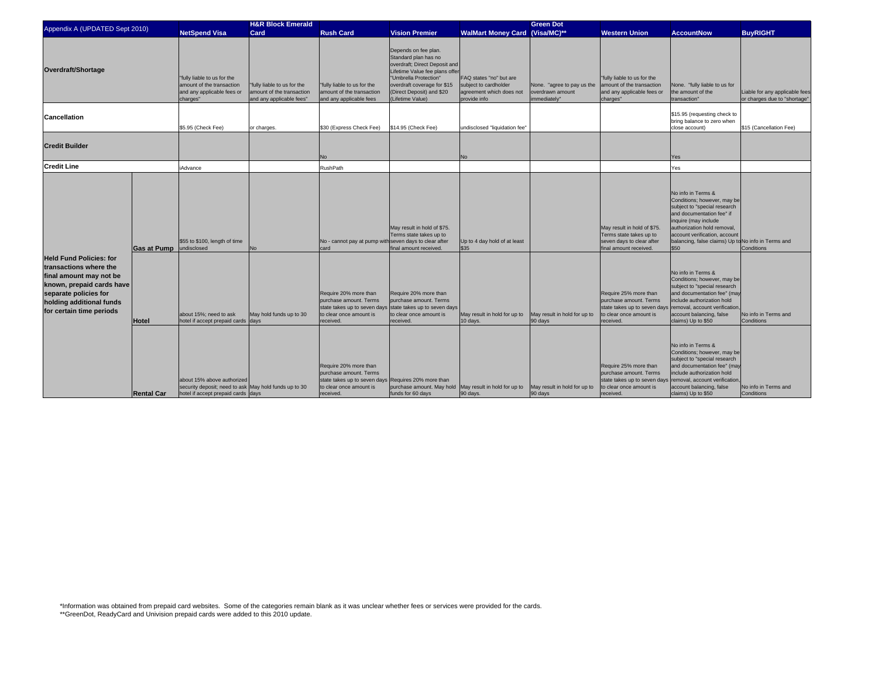| Appendix A (UPDATED Sept 2010) | | NetSpend Visa | H&R Block Emerald Card | Rush Card | Vision Premier | WalMart Money Card | Green Dot (Visa/MC)** | Western Union | AccountNow | BuyRIGHT |
|---|---|---|---|---|---|---|---|---|---|---|
| **Overdraft/Shortage** | | "fully liable to us for the amount of the transaction and any applicable fees or charges" | "fully liable to us for the amount of the transaction and any applicable fees" | "fully liable to us for the amount of the transaction and any applicable fees | Depends on fee plan. Standard plan has no overdraft; Direct Deposit and Lifetime Value fee plans offer "Umbrella Protection" overdraft coverage for $15 (Direct Deposit) and $20 (Lifetime Value) | FAQ states "no" but are subject to cardholder agreement which does not provide info | None. "agree to pay us the overdrawn amount immediately" | "fully liable to us for the amount of the transaction and any applicable fees or charges" | None. "fully liable to us for the amount of the transaction" | Liable for any applicable fees or charges due to "shortage" |
| **Cancellation** | | $5.95 (Check Fee) | or charges. | $30 (Express Check Fee) | $14.95 (Check Fee) | undisclosed "liquidation fee" | | | $15.95 (requesting check to bring balance to zero when close account) | $15 (Cancellation Fee) |
| **Credit Builder** | | | | No | | No | | | Yes | |
| **Credit Line** | | iAdvance | | RushPath | | | | | Yes | |
| **Held Fund Policies: for transactions where the final amount may not be known, prepaid cards have separate policies for holding additional funds for certain time periods** | **Gas at Pump** | $55 to $100, length of time undisclosed | No | No - cannot pay at pump with card | May result in hold of $75. Terms state takes up to seven days to clear after final amount received. | Up to 4 day hold of at least $35 | | May result in hold of $75. Terms state takes up to seven days to clear after final amount received. | No info in Terms & Conditions; however, may be subject to "special research and documentation fee" if inquire (may include authorization hold removal, account verification, account balancing, false claims) Up to $50 | No info in Terms and Conditions |
| | **Hotel** | about 15%; need to ask hotel if accept prepaid cards | May hold funds up to 30 days | Require 20% more than purchase amount. Terms state takes up to seven days to clear once amount is received. | Require 20% more than purchase amount. Terms state takes up to seven days to clear once amount is received. | May result in hold for up to 10 days. | May result in hold for up to 90 days | Require 25% more than purchase amount. Terms state takes up to seven days to clear once amount is received. | No info in Terms & Conditions; however, may be subject to "special research and documentation fee" (may include authorization hold removal, account verification, account balancing, false claims) Up to $50 | No info in Terms and Conditions |
| | **Rental Car** | about 15% above authorized security deposit; need to ask hotel if accept prepaid cards | May hold funds up to 30 days | Require 20% more than purchase amount. Terms state takes up to seven days to clear once amount is received. | Requires 20% more than purchase amount. May hold funds for 60 days | May result in hold for up to 90 days. | May result in hold for up to 90 days | Require 25% more than purchase amount. Terms state takes up to seven days to clear once amount is received. | No info in Terms & Conditions; however, may be subject to "special research and documentation fee" (may include authorization hold removal, account verification, account balancing, false claims) Up to $50 | No info in Terms and Conditions |

*Information was obtained from prepaid card websites. Some of the categories remain blank as it was unclear whether fees or services were provided for the cards.
**GreenDot, ReadyCard and Univision prepaid cards were added to this 2010 update.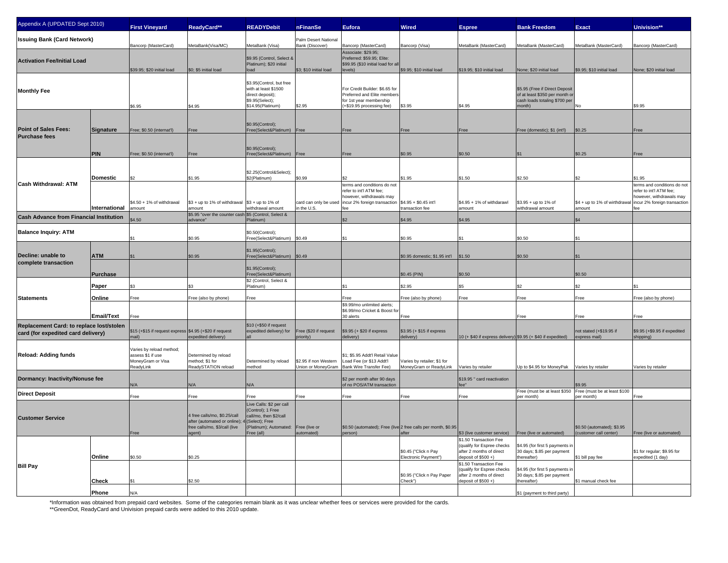| Appendix A (UPDATED Sept 2010) | | First Vineyard | ReadyCard** | READYDebit | nFinanSe | Eufora | Wired | Espree | Bank Freedom | Exact | Univision** |
|---|---|---|---|---|---|---|---|---|---|---|---|
| **Issuing Bank (Card Network)** | | Bancorp (MasterCard) | MetaBank(Visa/MC) | MetaBank (Visa) | Palm Desert National Bank (Discover) | Bancorp (MasterCard) | Bancorp (Visa) | MetaBank (MasterCard) | MetaBank (MasterCard) | MetaBank (MasterCard) | Bancorp (MasterCard) |
| **Activation Fee/Initial Load** | | $39.95; $20 initial load | $0; $5 initial load | $9.95 (Control, Select & Platinum); $20 initial load | $3; $10 initial load | Associate: $29.95; Preferred: $59.95; Elite: $99.95 ($10 initial load for all levels) | $9.95; $10 initial load | $19.95; $10 initial load | None; $20 initial load | $9.95; $10 initial load | None; $20 initial load |
| **Monthly Fee** | | $6.95 | $4.95 | $3.95(Control, but free with at least $1500 direct deposit); $9.95(Select); $14.95(Platinum) | $2.95 | For Credit Builder: $6.65 for Preferred and Elite members for 1st year membership (+$19.95 processing fee) | $3.95 | $4.95 | $5.95 (Free if Direct Deposit of at least $350 per month or cash loads totaling $700 per month) | No | $9.95 |
| **Point of Sales Fees: Purchase fees** | **Signature** | Free; $0.50 (internat'l) | Free | $0.95(Control); Free(Select&Platinum) | Free | Free | Free | Free | Free (domestic); $1 (int'l) | $0.25 | Free |
| | **PIN** | Free; $0.50 (internat'l) | Free | $0.95(Control); Free(Select&Platinum) | Free | Free | $0.95 | $0.50 | $1 | $0.25 | Free |
| **Cash Withdrawal: ATM** | **Domestic** | $2 | $1.95 | $2.25(Control&Select); $2(Platinum) | $0.99 | $2 | $1.95 | $1.50 | $2.50 | $2 | $1.95 |
| | **International** | $4.50 + 1% of withdrawal amount | $3 + up to 1% of withdrawal amount | $3 + up to 1% of withdrawal amount | card can only be used in the U.S. | terms and conditions do not refer to int'l ATM fee; however, withdrawals may incur 2% foreign transaction fee | $4.95 + $0.45 int'l transaction fee | $4.95 + 1% of withdarawl amount | $3.95 + up to 1% of withdrawal amount | $4 + up to 1% of wirthdrawal amount | terms and conditions do not refer to int'l ATM fee; however, withdrawals may incur 2% foreign transaction fee |
| **Cash Advance from Financial Institution** | | $4.50 | $5.95 "over the counter cash advance" | $5 (Control, Select & Platinum) | | $2 | $4.95 | $4.95 | | $4 | |
| **Balance Inquiry: ATM** | | $1 | $0.95 | $0.50(Control); Free(Select&Platinum) | $0.49 | $1 | $0.95 | $1 | $0.50 | $1 | |
| **Decline: unable to complete transaction** | **ATM** | $1 | $0.95 | $1.95(Control); Free(Select&Platinum) | $0.49 | | $0.95 domestic; $1.95 int'l | $1.50 | $0.50 | $1 | |
| | **Purchase** | | | $1.95(Control); Free(Select&Platinum) | | | $0.45 (PIN) | $0.50 | | $0.50 | |
| **Statements** | **Paper** | $3 | $3 | $2 (Control, Select & Platinum) | | $1 | $2.95 | $5 | $2 | $2 | $1 |
| | **Online** | Free | Free (also by phone) | Free | | Free | Free (also by phone) | Free | Free | Free | Free (also by phone) |
| | **Email/Text** | Free | | | | $9.99/mo unlimited alerts; $6.99/mo Cricket & Boost for 30 alerts | Free | | Free | Free | Free |
| **Replacement Card: to replace lost/stolen card (for expedited card delivery)** | | $15 (+$15 if request express mail) | $4.95 (+$20 if request expedited delivery) | $10 (+$50 if request expedited delivery) for all | Free ($20 if request priority) | $9.95 (+ $20 if express delivery) | $3.95 (+ $15 if express delivery) | 10 (+ $40 if express delivery) | $9.95 (+ $40 if expedited) | not stated (+$19.95 if express mail) | $9.95 (+$9.95 if expedited shipping) |
| **Reload: Adding funds** | | Varies by reload method; assess $1 if use MoneyGram or Visa ReadyLink | Determined by reload method; $1 for ReadySTATION reload | Determined by reload method | $2.95 if non Western Union or MoneyGram | $1; $5.95 Addt'l Retail Value Load Fee (or $13 Addt'l Bank Wire Transfer Fee) | Varies by retailer; $1 for MoneyGram or ReadyLink | Varies by retailer | Up to $4.95 for MoneyPak | Varies by retailer | Varies by retailer |
| **Dormancy: Inactivity/Nonuse fee** | | N/A | N/A | N/A | | $2 per month after 90 days of no POS/ATM transaction | | $19.95 " card reactivation fee" | | $9.95 | |
| **Direct Deposit** | | Free | Free | Free | Free | Free | Free | Free | Free (must be at least $350 per month) | Free (must be at least $100 per month) | Free |
| **Customer Service** | | Free | 4 free calls/mo, $0.25/call after (automated or online); 4 free calls/mo, $3/call (live agent) | Live Calls: $2 per call (Control); 1 Free call/mo, then $2/call (Select); Free (Platinum); Automated: Free (all) | Free (live or automated) | $0.50 (automated); Free (live person) | 2 free calls per month, $0.95 after | $3 (live customer service) | Free (live or automated) | $0.50 (automated); $3.95 (customer call center) | Free (live or automated) |
| **Bill Pay** | **Online** | $0.50 | $0.25 | | | | $0.45 ("Click n Pay Electronic Payment") | $1.50 Transaction Fee (qualify for Espree checks after 2 months of direct deposit of $500 +) | $4.95 (for first 5 payments in 30 days; $.85 per payment thereafter) | $1 bill pay fee | $1 for regular; $9.95 for expedited (1 day) |
| | **Check** | $1 | $2.50 | | | | $0.95 ("Click n Pay Paper Check") | $1.50 Transaction Fee (qualify for Espree checks after 2 months of direct deposit of $500 +) | $4.95 (for first 5 payments in 30 days; $.85 per payment thereafter) | $1 manual check fee | |
| | **Phone** | N/A | | | | | | | $1 (payment to third party) | | |

*Information was obtained from prepaid card websites. Some of the categories remain blank as it was unclear whether fees or services were provided for the cards.

**GreenDot, ReadyCard and Univision prepaid cards were added to this 2010 update.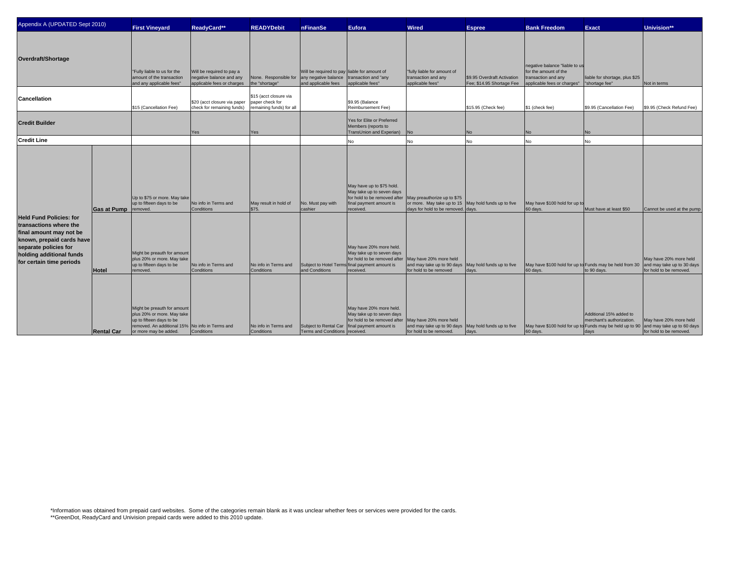| Appendix A (UPDATED Sept 2010) | | First Vineyard | ReadyCard** | READYDebit | nFinanSe | Eufora | Wired | Espree | Bank Freedom | Exact | Univision** |
|---|---|---|---|---|---|---|---|---|---|---|---|
| **Overdraft/Shortage** | | "Fully liable to us for the amount of the transaction and any applicable fees" | Will be required to pay a negative balance and any applicable fees or charges | None. Responsible for the "shortage" | Will be required to pay any negative balance and applicable fees | liable for amount of transaction and "any applicable fees" | "fully liable for amount of transaction and any applicable fees" | $9.95 Overdraft Activation Fee; $14.95 Shortage Fee | negative balance "liable to us for the amount of the transaction and any applicable fees or charges" | liable for shortage, plus $25 "shortage fee" | Not in terms |
| **Cancellation** | | $15 (Cancellation Fee) | $20 (acct closure via paper check for remaining funds) | $15 (acct closure via paper check for remaining funds) for all | | $9.95 (Balance Reimbursement Fee) | | $15.95 (Check fee) | $1 (check fee) | $9.95 (Cancellation Fee) | $9.95 (Check Refund Fee) |
| **Credit Builder** | | | Yes | Yes | | Yes for Elite or Preferred Members (reports to TransUnion and Experian) | No | No | No | No | |
| **Credit Line** | | | | | | No | No | No | No | No | |
| **Held Fund Policies: for transactions where the final amount may not be known, prepaid cards have separate policies for holding additional funds for certain time periods** | **Gas at Pump** | Up to $75 or more. May take up to fifteen days to be removed. | No info in Terms and Conditions | May result in hold of $75. | No. Must pay with cashier | May have up to $75 hold. May take up to seven days for hold to be removed after final payment amount is received. | May preauthorize up to $75 or more. May take up to 15 days for hold to be removed. | May hold funds up to five days. | May have $100 hold for up to 60 days. | Must have at least $50 | Cannot be used at the pump |
| | **Hotel** | Might be preauth for amount plus 20% or more. May take up to fifteen days to be removed. | No info in Terms and Conditions | No info in Terms and Conditions | Subject to Hotel Terms and Conditions | May have 20% more held. May take up to seven days for hold to be removed after final payment amount is received. | May have 20% more held and may take up to 90 days for hold to be removed | May hold funds up to five days. | May have $100 hold for up to 60 days. | Funds may be held from 30 to 90 days. | May have 20% more held and may take up to 30 days for hold to be removed. |
| | **Rental Car** | Might be preauth for amount plus 20% or more. May take up to fifteen days to be removed. An additional 15% or more may be added. | No info in Terms and Conditions | No info in Terms and Conditions | Subject to Rental Car Terms and Conditions | May have 20% more held. May take up to seven days for hold to be removed after final payment amount is received. | May have 20% more held and may take up to 90 days for hold to be removed. | May hold funds up to five days. | May have $100 hold for up to 60 days. | Additional 15% added to merchant's authorization. Funds may be held up to 90 days | May have 20% more held and may take up to 60 days for hold to be removed. |

*Information was obtained from prepaid card websites. Some of the categories remain blank as it was unclear whether fees or services were provided for the cards.
**GreenDot, ReadyCard and Univision prepaid cards were added to this 2010 update.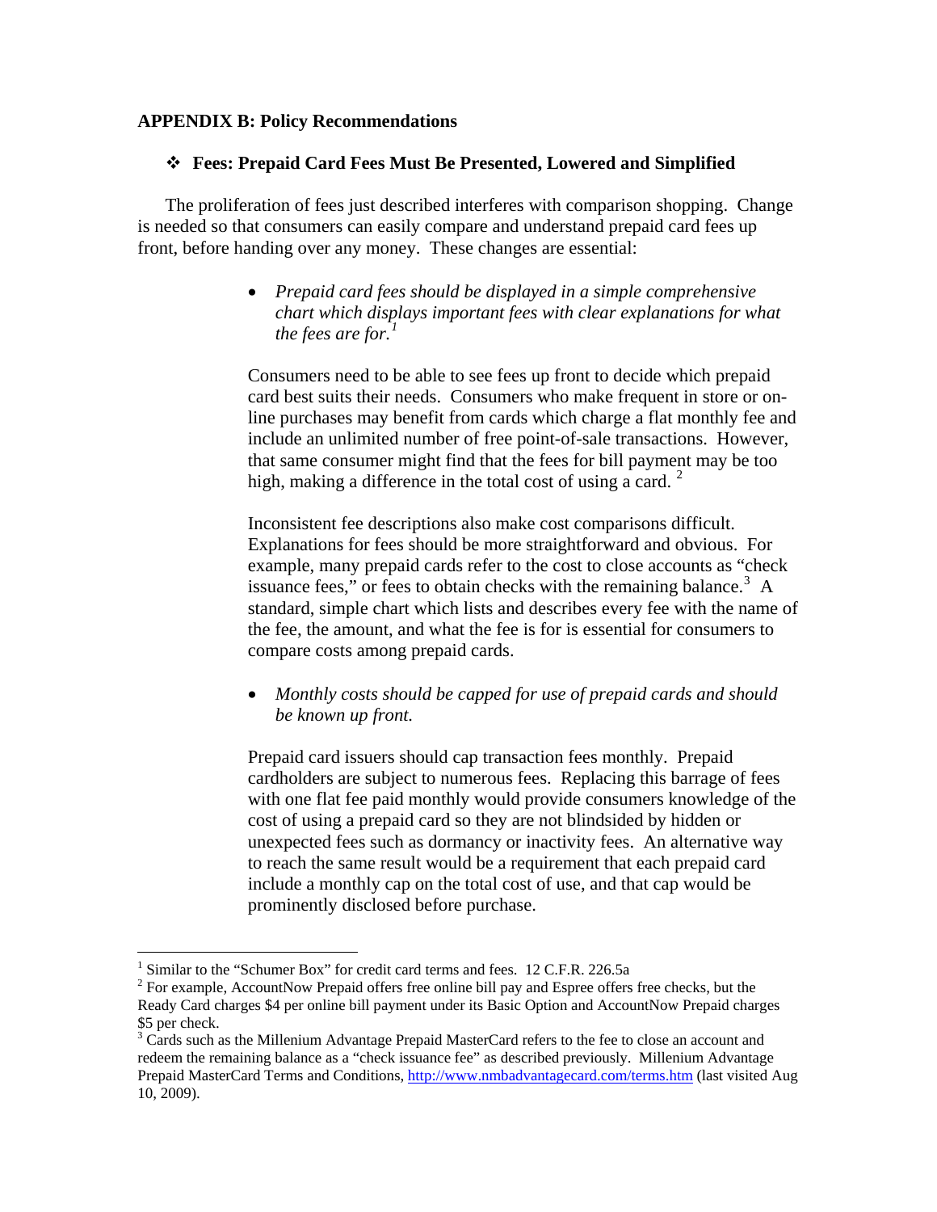**APPENDIX B: Policy Recommendations**

- **Fees: Prepaid Card Fees Must Be Presented, Lowered and Simplified**

The proliferation of fees just described interferes with comparison shopping. Change is needed so that consumers can easily compare and understand prepaid card fees up front, before handing over any money. These changes are essential:

- *Prepaid card fees should be displayed in a simple comprehensive chart which displays important fees with clear explanations for what the fees are for.*[1]

Consumers need to be able to see fees up front to decide which prepaid card best suits their needs. Consumers who make frequent in store or on-line purchases may benefit from cards which charge a flat monthly fee and include an unlimited number of free point-of-sale transactions. However, that same consumer might find that the fees for bill payment may be too high, making a difference in the total cost of using a card.[2]

Inconsistent fee descriptions also make cost comparisons difficult. Explanations for fees should be more straightforward and obvious. For example, many prepaid cards refer to the cost to close accounts as "check issuance fees," or fees to obtain checks with the remaining balance.[3] A standard, simple chart which lists and describes every fee with the name of the fee, the amount, and what the fee is for is essential for consumers to compare costs among prepaid cards.

- *Monthly costs should be capped for use of prepaid cards and should be known up front.*

Prepaid card issuers should cap transaction fees monthly. Prepaid cardholders are subject to numerous fees. Replacing this barrage of fees with one flat fee paid monthly would provide consumers knowledge of the cost of using a prepaid card so they are not blindsided by hidden or unexpected fees such as dormancy or inactivity fees. An alternative way to reach the same result would be a requirement that each prepaid card include a monthly cap on the total cost of use, and that cap would be prominently disclosed before purchase.

---

[1] Similar to the "Schumer Box" for credit card terms and fees. 12 C.F.R. 226.5a

[2] For example, AccountNow Prepaid offers free online bill pay and Espree offers free checks, but the Ready Card charges $4 per online bill payment under its Basic Option and AccountNow Prepaid charges $5 per check.

[3] Cards such as the Millenium Advantage Prepaid MasterCard refers to the fee to close an account and redeem the remaining balance as a "check issuance fee" as described previously. Millenium Advantage Prepaid MasterCard Terms and Conditions, http://www.nmbadvantagecard.com/terms.htm (last visited Aug 10, 2009).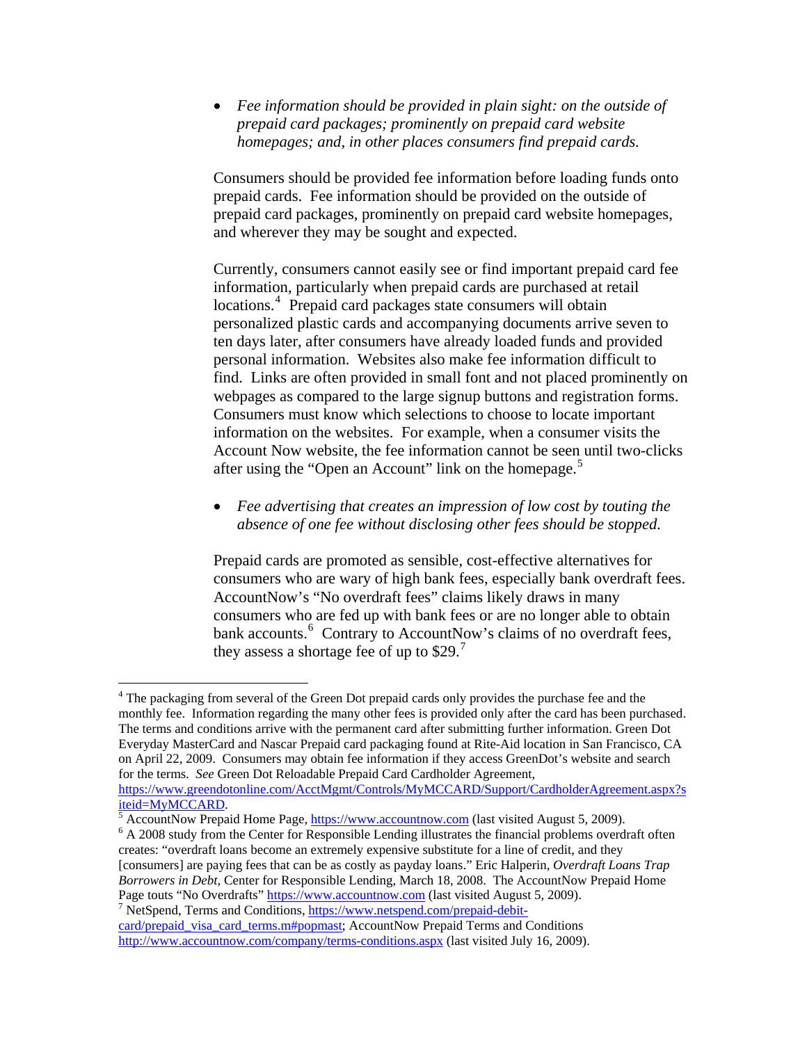- *Fee information should be provided in plain sight: on the outside of prepaid card packages; prominently on prepaid card website homepages; and, in other places consumers find prepaid cards.*

Consumers should be provided fee information before loading funds onto prepaid cards. Fee information should be provided on the outside of prepaid card packages, prominently on prepaid card website homepages, and wherever they may be sought and expected.

Currently, consumers cannot easily see or find important prepaid card fee information, particularly when prepaid cards are purchased at retail locations.[4] Prepaid card packages state consumers will obtain personalized plastic cards and accompanying documents arrive seven to ten days later, after consumers have already loaded funds and provided personal information. Websites also make fee information difficult to find. Links are often provided in small font and not placed prominently on webpages as compared to the large signup buttons and registration forms. Consumers must know which selections to choose to locate important information on the websites. For example, when a consumer visits the Account Now website, the fee information cannot be seen until two-clicks after using the "Open an Account" link on the homepage.[5]

- *Fee advertising that creates an impression of low cost by touting the absence of one fee without disclosing other fees should be stopped.*

Prepaid cards are promoted as sensible, cost-effective alternatives for consumers who are wary of high bank fees, especially bank overdraft fees. AccountNow's "No overdraft fees" claims likely draws in many consumers who are fed up with bank fees or are no longer able to obtain bank accounts.[6] Contrary to AccountNow's claims of no overdraft fees, they assess a shortage fee of up to $29.[7]

---

[4] The packaging from several of the Green Dot prepaid cards only provides the purchase fee and the monthly fee. Information regarding the many other fees is provided only after the card has been purchased. The terms and conditions arrive with the permanent card after submitting further information. Green Dot Everyday MasterCard and Nascar Prepaid card packaging found at Rite-Aid location in San Francisco, CA on April 22, 2009. Consumers may obtain fee information if they access GreenDot's website and search for the terms. *See* Green Dot Reloadable Prepaid Card Cardholder Agreement, https://www.greendotonline.com/AcctMgmt/Controls/MyMCCARD/Support/CardholderAgreement.aspx?siteid=MyMCCARD.

[5] AccountNow Prepaid Home Page, https://www.accountnow.com (last visited August 5, 2009).

[6] A 2008 study from the Center for Responsible Lending illustrates the financial problems overdraft often creates: "overdraft loans become an extremely expensive substitute for a line of credit, and they [consumers] are paying fees that can be as costly as payday loans." Eric Halperin, *Overdraft Loans Trap Borrowers in Debt*, Center for Responsible Lending, March 18, 2008. The AccountNow Prepaid Home Page touts "No Overdrafts" https://www.accountnow.com (last visited August 5, 2009).

[7] NetSpend, Terms and Conditions, https://www.netspend.com/prepaid-debit-card/prepaid_visa_card_terms.m#popmast; AccountNow Prepaid Terms and Conditions http://www.accountnow.com/company/terms-conditions.aspx (last visited July 16, 2009).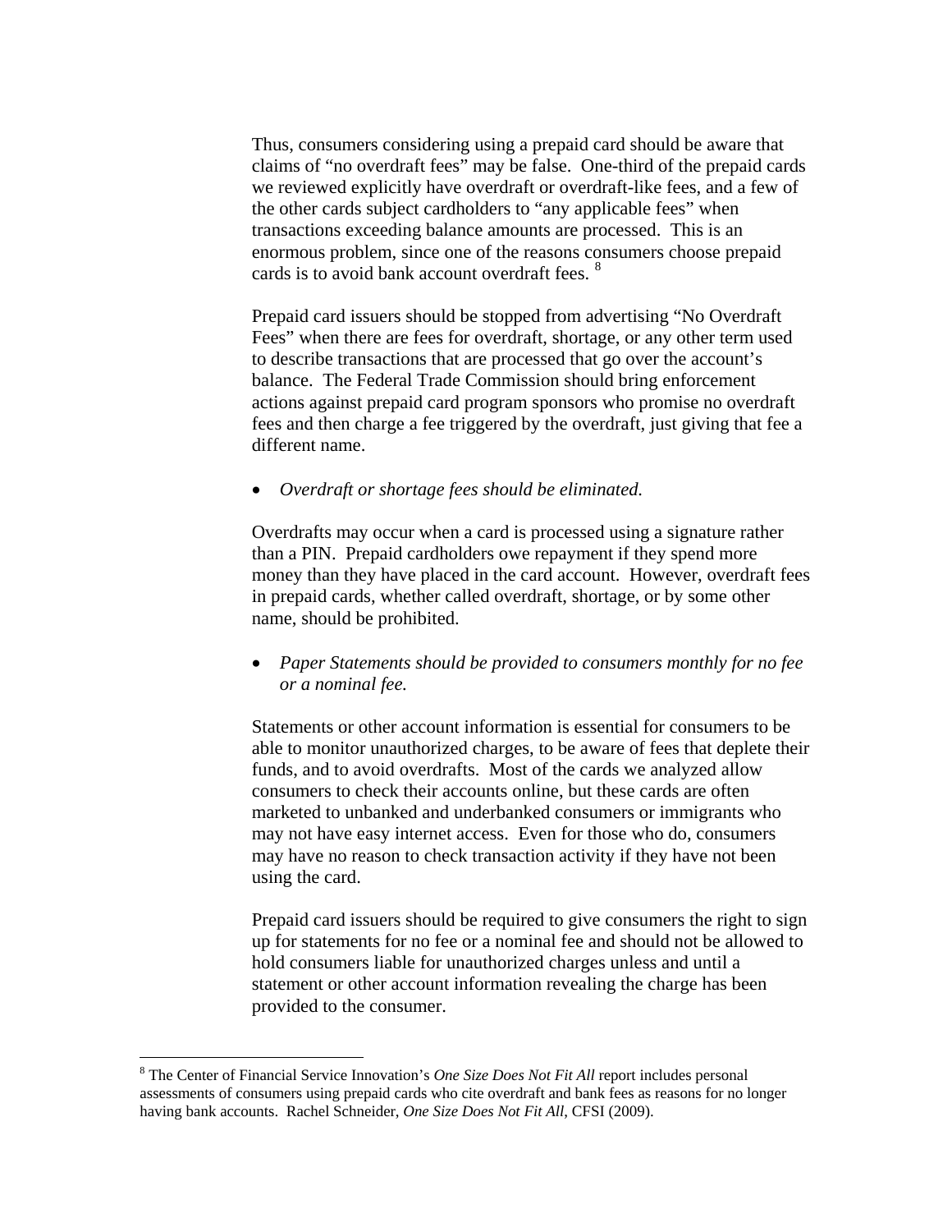Thus, consumers considering using a prepaid card should be aware that claims of "no overdraft fees" may be false. One-third of the prepaid cards we reviewed explicitly have overdraft or overdraft-like fees, and a few of the other cards subject cardholders to "any applicable fees" when transactions exceeding balance amounts are processed. This is an enormous problem, since one of the reasons consumers choose prepaid cards is to avoid bank account overdraft fees. [8]

Prepaid card issuers should be stopped from advertising "No Overdraft Fees" when there are fees for overdraft, shortage, or any other term used to describe transactions that are processed that go over the account's balance. The Federal Trade Commission should bring enforcement actions against prepaid card program sponsors who promise no overdraft fees and then charge a fee triggered by the overdraft, just giving that fee a different name.

- *Overdraft or shortage fees should be eliminated.*

Overdrafts may occur when a card is processed using a signature rather than a PIN. Prepaid cardholders owe repayment if they spend more money than they have placed in the card account. However, overdraft fees in prepaid cards, whether called overdraft, shortage, or by some other name, should be prohibited.

- *Paper Statements should be provided to consumers monthly for no fee or a nominal fee.*

Statements or other account information is essential for consumers to be able to monitor unauthorized charges, to be aware of fees that deplete their funds, and to avoid overdrafts. Most of the cards we analyzed allow consumers to check their accounts online, but these cards are often marketed to unbanked and underbanked consumers or immigrants who may not have easy internet access. Even for those who do, consumers may have no reason to check transaction activity if they have not been using the card.

Prepaid card issuers should be required to give consumers the right to sign up for statements for no fee or a nominal fee and should not be allowed to hold consumers liable for unauthorized charges unless and until a statement or other account information revealing the charge has been provided to the consumer.

---

[8] The Center of Financial Service Innovation's *One Size Does Not Fit All* report includes personal assessments of consumers using prepaid cards who cite overdraft and bank fees as reasons for no longer having bank accounts. Rachel Schneider, *One Size Does Not Fit All*, CFSI (2009).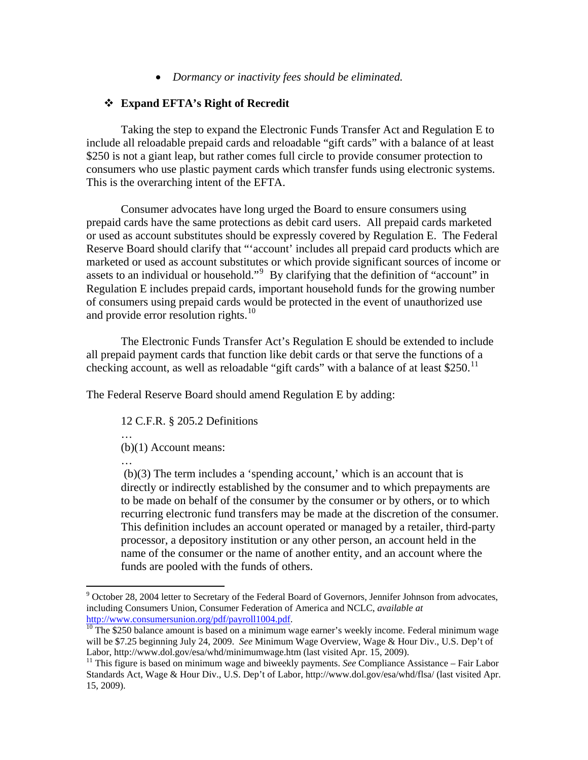- *Dormancy or inactivity fees should be eliminated.*

## ❖ Expand EFTA's Right of Recredit

Taking the step to expand the Electronic Funds Transfer Act and Regulation E to include all reloadable prepaid cards and reloadable "gift cards" with a balance of at least $250 is not a giant leap, but rather comes full circle to provide consumer protection to consumers who use plastic payment cards which transfer funds using electronic systems. This is the overarching intent of the EFTA.

Consumer advocates have long urged the Board to ensure consumers using prepaid cards have the same protections as debit card users. All prepaid cards marketed or used as account substitutes should be expressly covered by Regulation E. The Federal Reserve Board should clarify that "'account' includes all prepaid card products which are marketed or used as account substitutes or which provide significant sources of income or assets to an individual or household."[9] By clarifying that the definition of "account" in Regulation E includes prepaid cards, important household funds for the growing number of consumers using prepaid cards would be protected in the event of unauthorized use and provide error resolution rights.[10]

The Electronic Funds Transfer Act's Regulation E should be extended to include all prepaid payment cards that function like debit cards or that serve the functions of a checking account, as well as reloadable "gift cards" with a balance of at least $250.[11]

The Federal Reserve Board should amend Regulation E by adding:

> 12 C.F.R. § 205.2 Definitions
>
> …
>
> (b)(1) Account means:
>
> …
>
> (b)(3) The term includes a 'spending account,' which is an account that is directly or indirectly established by the consumer and to which prepayments are to be made on behalf of the consumer by the consumer or by others, or to which recurring electronic fund transfers may be made at the discretion of the consumer. This definition includes an account operated or managed by a retailer, third-party processor, a depository institution or any other person, an account held in the name of the consumer or the name of another entity, and an account where the funds are pooled with the funds of others.

---

[9] October 28, 2004 letter to Secretary of the Federal Board of Governors, Jennifer Johnson from advocates, including Consumers Union, Consumer Federation of America and NCLC, *available at* http://www.consumersunion.org/pdf/payroll1004.pdf.

[10] The $250 balance amount is based on a minimum wage earner's weekly income. Federal minimum wage will be $7.25 beginning July 24, 2009. *See* Minimum Wage Overview, Wage & Hour Div., U.S. Dep't of Labor, http://www.dol.gov/esa/whd/minimumwage.htm (last visited Apr. 15, 2009).

[11] This figure is based on minimum wage and biweekly payments. *See* Compliance Assistance – Fair Labor Standards Act, Wage & Hour Div., U.S. Dep't of Labor, http://www.dol.gov/esa/whd/flsa/ (last visited Apr. 15, 2009).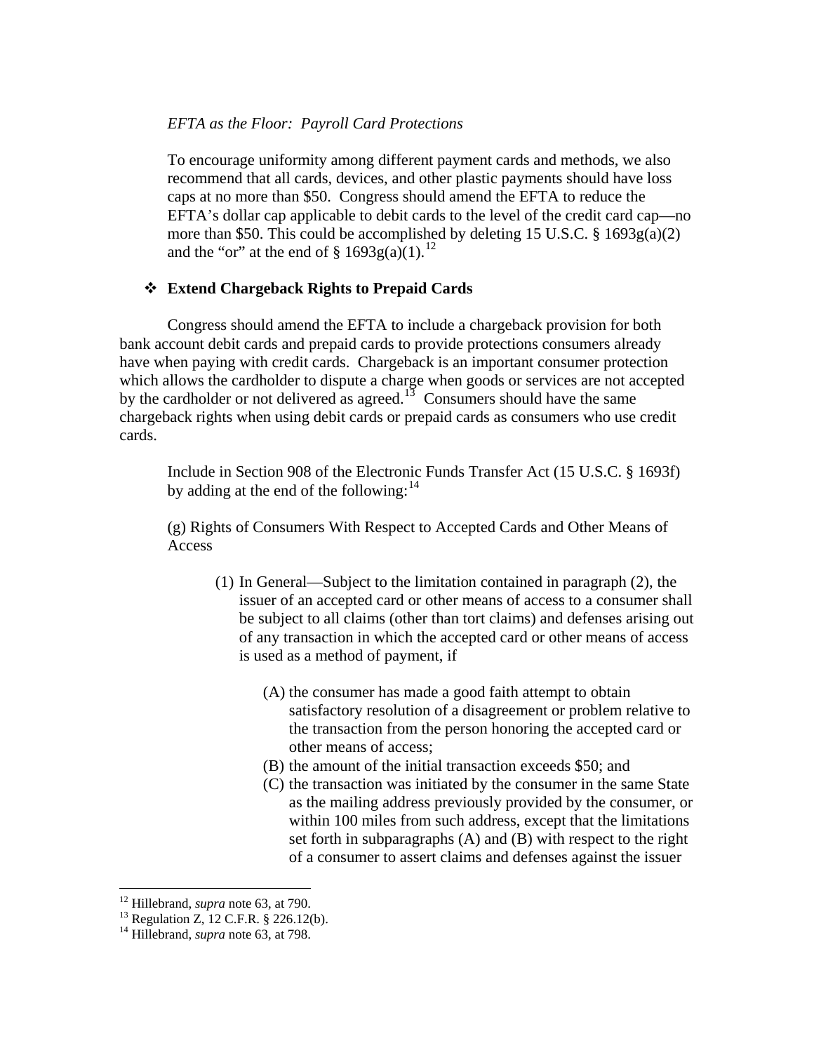*EFTA as the Floor: Payroll Card Protections*

To encourage uniformity among different payment cards and methods, we also recommend that all cards, devices, and other plastic payments should have loss caps at no more than $50. Congress should amend the EFTA to reduce the EFTA's dollar cap applicable to debit cards to the level of the credit card cap—no more than $50. This could be accomplished by deleting 15 U.S.C. § 1693g(a)(2) and the "or" at the end of § 1693g(a)(1).[12]

- **Extend Chargeback Rights to Prepaid Cards**

Congress should amend the EFTA to include a chargeback provision for both bank account debit cards and prepaid cards to provide protections consumers already have when paying with credit cards. Chargeback is an important consumer protection which allows the cardholder to dispute a charge when goods or services are not accepted by the cardholder or not delivered as agreed.[13] Consumers should have the same chargeback rights when using debit cards or prepaid cards as consumers who use credit cards.

Include in Section 908 of the Electronic Funds Transfer Act (15 U.S.C. § 1693f) by adding at the end of the following:[14]

(g) Rights of Consumers With Respect to Accepted Cards and Other Means of Access

(1) In General—Subject to the limitation contained in paragraph (2), the issuer of an accepted card or other means of access to a consumer shall be subject to all claims (other than tort claims) and defenses arising out of any transaction in which the accepted card or other means of access is used as a method of payment, if

(A) the consumer has made a good faith attempt to obtain satisfactory resolution of a disagreement or problem relative to the transaction from the person honoring the accepted card or other means of access;

(B) the amount of the initial transaction exceeds $50; and

(C) the transaction was initiated by the consumer in the same State as the mailing address previously provided by the consumer, or within 100 miles from such address, except that the limitations set forth in subparagraphs (A) and (B) with respect to the right of a consumer to assert claims and defenses against the issuer

---

[12] Hillebrand, *supra* note 63, at 790.

[13] Regulation Z, 12 C.F.R. § 226.12(b).

[14] Hillebrand, *supra* note 63, at 798.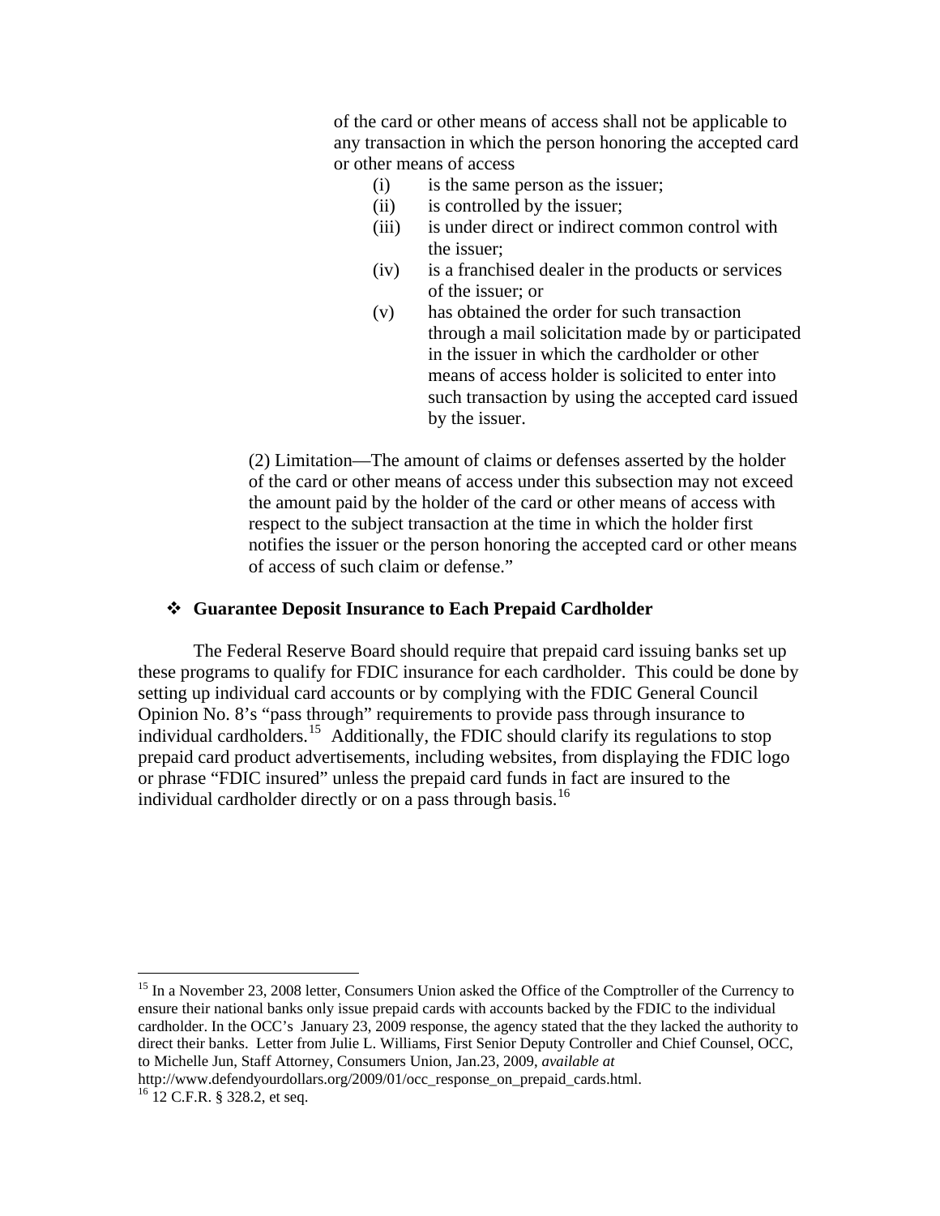of the card or other means of access shall not be applicable to any transaction in which the person honoring the accepted card or other means of access

(i) is the same person as the issuer;
(ii) is controlled by the issuer;
(iii) is under direct or indirect common control with the issuer;
(iv) is a franchised dealer in the products or services of the issuer; or
(v) has obtained the order for such transaction through a mail solicitation made by or participated in the issuer in which the cardholder or other means of access holder is solicited to enter into such transaction by using the accepted card issued by the issuer.

(2) Limitation—The amount of claims or defenses asserted by the holder of the card or other means of access under this subsection may not exceed the amount paid by the holder of the card or other means of access with respect to the subject transaction at the time in which the holder first notifies the issuer or the person honoring the accepted card or other means of access of such claim or defense."

- **Guarantee Deposit Insurance to Each Prepaid Cardholder**

The Federal Reserve Board should require that prepaid card issuing banks set up these programs to qualify for FDIC insurance for each cardholder. This could be done by setting up individual card accounts or by complying with the FDIC General Council Opinion No. 8's "pass through" requirements to provide pass through insurance to individual cardholders.[15] Additionally, the FDIC should clarify its regulations to stop prepaid card product advertisements, including websites, from displaying the FDIC logo or phrase "FDIC insured" unless the prepaid card funds in fact are insured to the individual cardholder directly or on a pass through basis.[16]

---

[15] In a November 23, 2008 letter, Consumers Union asked the Office of the Comptroller of the Currency to ensure their national banks only issue prepaid cards with accounts backed by the FDIC to the individual cardholder. In the OCC's January 23, 2009 response, the agency stated that the they lacked the authority to direct their banks. Letter from Julie L. Williams, First Senior Deputy Controller and Chief Counsel, OCC, to Michelle Jun, Staff Attorney, Consumers Union, Jan.23, 2009, *available at* http://www.defendyourdollars.org/2009/01/occ_response_on_prepaid_cards.html.

[16] 12 C.F.R. § 328.2, et seq.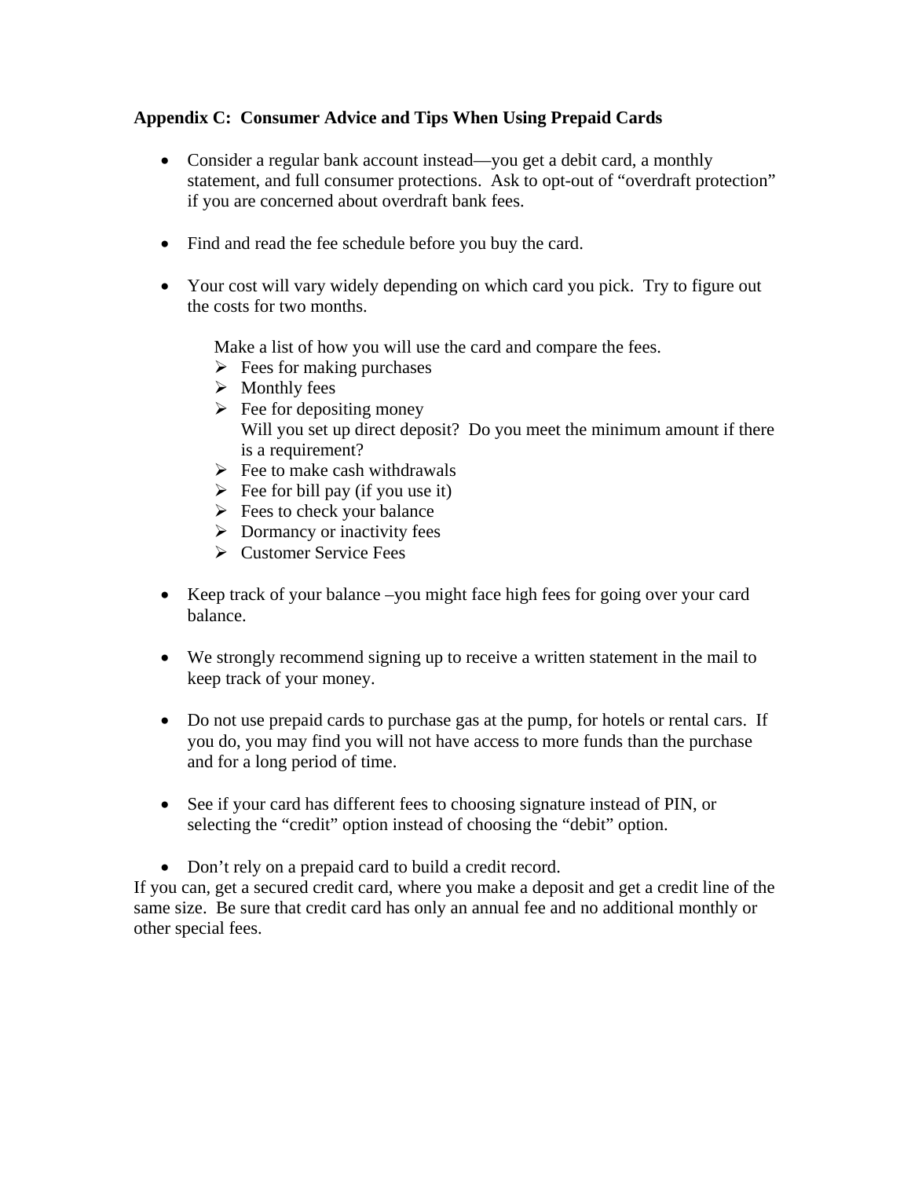**Appendix C: Consumer Advice and Tips When Using Prepaid Cards**

- Consider a regular bank account instead—you get a debit card, a monthly statement, and full consumer protections. Ask to opt-out of "overdraft protection" if you are concerned about overdraft bank fees.

- Find and read the fee schedule before you buy the card.

- Your cost will vary widely depending on which card you pick. Try to figure out the costs for two months.

  Make a list of how you will use the card and compare the fees.
  - Fees for making purchases
  - Monthly fees
  - Fee for depositing money
    Will you set up direct deposit? Do you meet the minimum amount if there is a requirement?
  - Fee to make cash withdrawals
  - Fee for bill pay (if you use it)
  - Fees to check your balance
  - Dormancy or inactivity fees
  - Customer Service Fees

- Keep track of your balance –you might face high fees for going over your card balance.

- We strongly recommend signing up to receive a written statement in the mail to keep track of your money.

- Do not use prepaid cards to purchase gas at the pump, for hotels or rental cars. If you do, you may find you will not have access to more funds than the purchase and for a long period of time.

- See if your card has different fees to choosing signature instead of PIN, or selecting the "credit" option instead of choosing the "debit" option.

- Don't rely on a prepaid card to build a credit record.

If you can, get a secured credit card, where you make a deposit and get a credit line of the same size. Be sure that credit card has only an annual fee and no additional monthly or other special fees.